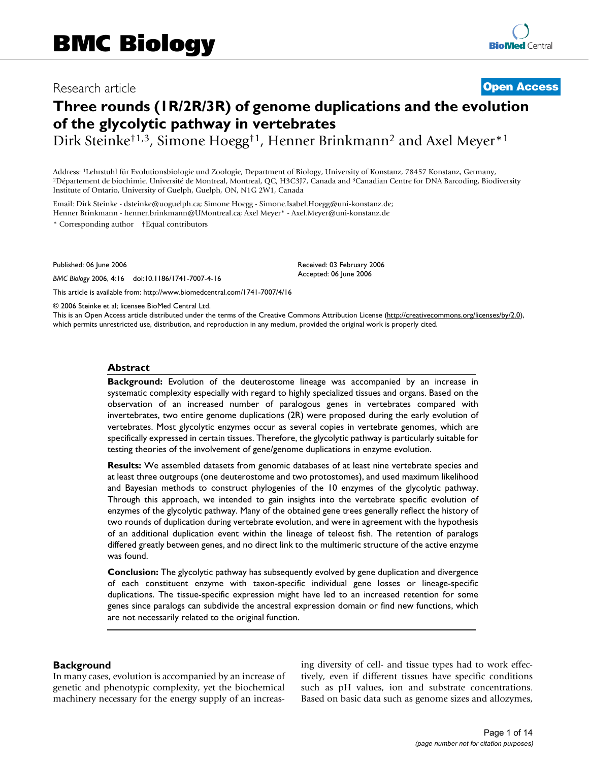# BMC Biology

Research article

**Open Access**

# Three rounds (1R/2R/3R) of genome duplications and the evolution of the glycolytic pathway in vertebrates

Dirk Steinke†[1,3], Simone Hoegg†[1], Henner Brinkmann[2] and Axel Meyer*[1]

Address: [1]Lehrstuhl für Evolutionsbiologie und Zoologie, Department of Biology, University of Konstanz, 78457 Konstanz, Germany, [2]Département de biochimie. Université de Montreal, Montreal, QC, H3C3J7, Canada and [3]Canadian Centre for DNA Barcoding, Biodiversity Institute of Ontario, University of Guelph, Guelph, ON, N1G 2W1, Canada

Email: Dirk Steinke - dsteinke@uoguelph.ca; Simone Hoegg - Simone.Isabel.Hoegg@uni-konstanz.de; Henner Brinkmann - henner.brinkmann@UMontreal.ca; Axel Meyer* - Axel.Meyer@uni-konstanz.de

\* Corresponding author †Equal contributors

Published: 06 June 2006

*BMC Biology* 2006, **4**:16 doi:10.1186/1741-7007-4-16

Received: 03 February 2006
Accepted: 06 June 2006

This article is available from: http://www.biomedcentral.com/1741-7007/4/16

© 2006 Steinke et al; licensee BioMed Central Ltd.
This is an Open Access article distributed under the terms of the Creative Commons Attribution License (http://creativecommons.org/licenses/by/2.0), which permits unrestricted use, distribution, and reproduction in any medium, provided the original work is properly cited.

## Abstract

**Background:** Evolution of the deuterostome lineage was accompanied by an increase in systematic complexity especially with regard to highly specialized tissues and organs. Based on the observation of an increased number of paralogous genes in vertebrates compared with invertebrates, two entire genome duplications (2R) were proposed during the early evolution of vertebrates. Most glycolytic enzymes occur as several copies in vertebrate genomes, which are specifically expressed in certain tissues. Therefore, the glycolytic pathway is particularly suitable for testing theories of the involvement of gene/genome duplications in enzyme evolution.

**Results:** We assembled datasets from genomic databases of at least nine vertebrate species and at least three outgroups (one deuterostome and two protostomes), and used maximum likelihood and Bayesian methods to construct phylogenies of the 10 enzymes of the glycolytic pathway. Through this approach, we intended to gain insights into the vertebrate specific evolution of enzymes of the glycolytic pathway. Many of the obtained gene trees generally reflect the history of two rounds of duplication during vertebrate evolution, and were in agreement with the hypothesis of an additional duplication event within the lineage of teleost fish. The retention of paralogs differed greatly between genes, and no direct link to the multimeric structure of the active enzyme was found.

**Conclusion:** The glycolytic pathway has subsequently evolved by gene duplication and divergence of each constituent enzyme with taxon-specific individual gene losses or lineage-specific duplications. The tissue-specific expression might have led to an increased retention for some genes since paralogs can subdivide the ancestral expression domain or find new functions, which are not necessarily related to the original function.

## Background

In many cases, evolution is accompanied by an increase of genetic and phenotypic complexity, yet the biochemical machinery necessary for the energy supply of an increasing diversity of cell- and tissue types had to work effectively, even if different tissues have specific conditions such as pH values, ion and substrate concentrations. Based on basic data such as genome sizes and allozymes,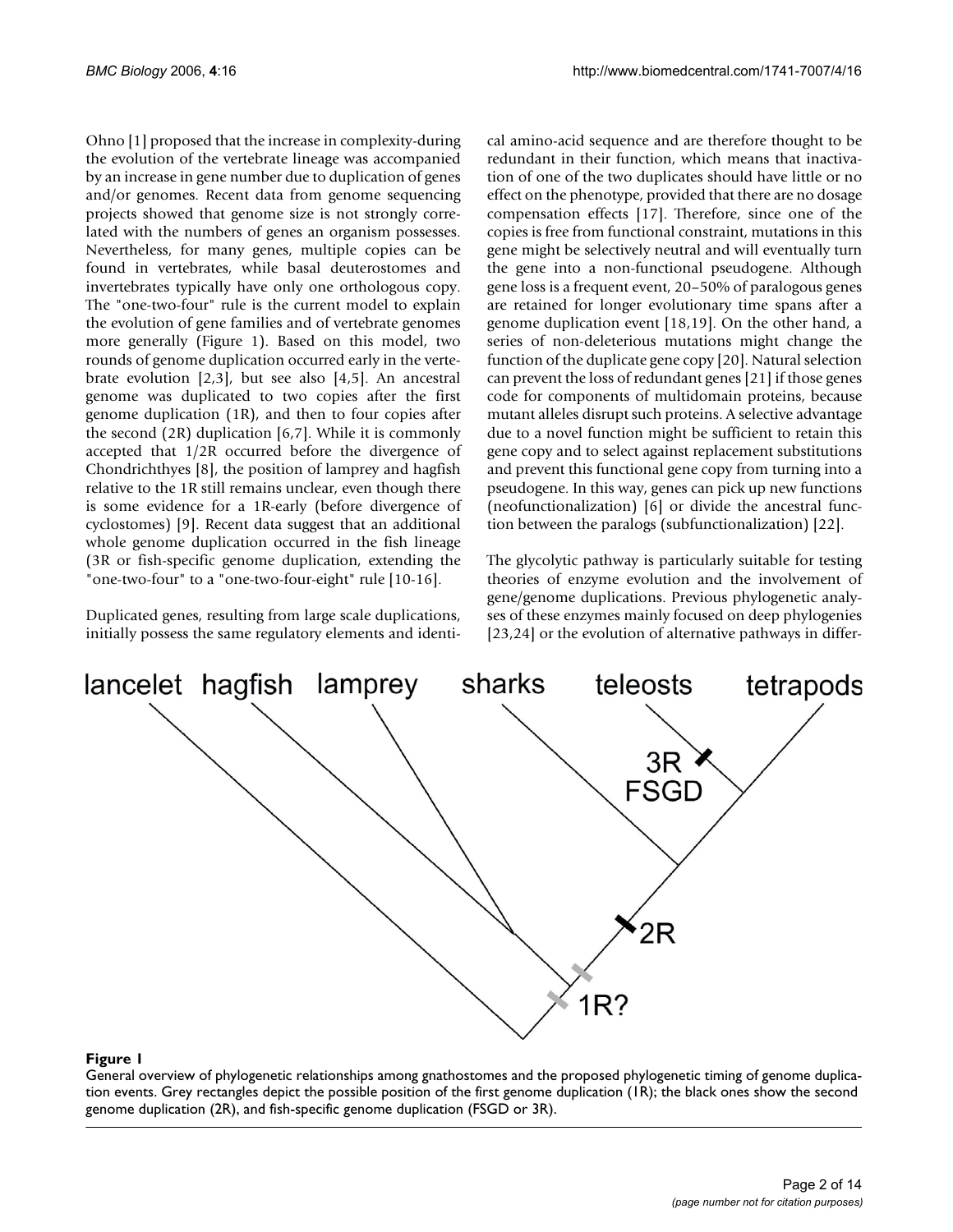Ohno [1] proposed that the increase in complexity-during the evolution of the vertebrate lineage was accompanied by an increase in gene number due to duplication of genes and/or genomes. Recent data from genome sequencing projects showed that genome size is not strongly correlated with the numbers of genes an organism possesses. Nevertheless, for many genes, multiple copies can be found in vertebrates, while basal deuterostomes and invertebrates typically have only one orthologous copy. The "one-two-four" rule is the current model to explain the evolution of gene families and of vertebrate genomes more generally (Figure 1). Based on this model, two rounds of genome duplication occurred early in the vertebrate evolution [2,3], but see also [4,5]. An ancestral genome was duplicated to two copies after the first genome duplication (1R), and then to four copies after the second (2R) duplication [6,7]. While it is commonly accepted that 1/2R occurred before the divergence of Chondrichthyes [8], the position of lamprey and hagfish relative to the 1R still remains unclear, even though there is some evidence for a 1R-early (before divergence of cyclostomes) [9]. Recent data suggest that an additional whole genome duplication occurred in the fish lineage (3R or fish-specific genome duplication, extending the "one-two-four" to a "one-two-four-eight" rule [10-16].

Duplicated genes, resulting from large scale duplications, initially possess the same regulatory elements and identical amino-acid sequence and are therefore thought to be redundant in their function, which means that inactivation of one of the two duplicates should have little or no effect on the phenotype, provided that there are no dosage compensation effects [17]. Therefore, since one of the copies is free from functional constraint, mutations in this gene might be selectively neutral and will eventually turn the gene into a non-functional pseudogene. Although gene loss is a frequent event, 20–50% of paralogous genes are retained for longer evolutionary time spans after a genome duplication event [18,19]. On the other hand, a series of non-deleterious mutations might change the function of the duplicate gene copy [20]. Natural selection can prevent the loss of redundant genes [21] if those genes code for components of multidomain proteins, because mutant alleles disrupt such proteins. A selective advantage due to a novel function might be sufficient to retain this gene copy and to select against replacement substitutions and prevent this functional gene copy from turning into a pseudogene. In this way, genes can pick up new functions (neofunctionalization) [6] or divide the ancestral function between the paralogs (subfunctionalization) [22].

The glycolytic pathway is particularly suitable for testing theories of enzyme evolution and the involvement of gene/genome duplications. Previous phylogenetic analyses of these enzymes mainly focused on deep phylogenies [23,24] or the evolution of alternative pathways in differ-

**Figure 1**

General overview of phylogenetic relationships among gnathostomes and the proposed phylogenetic timing of genome duplication events. Grey rectangles depict the possible position of the first genome duplication (1R); the black ones show the second genome duplication (2R), and fish-specific genome duplication (FSGD or 3R).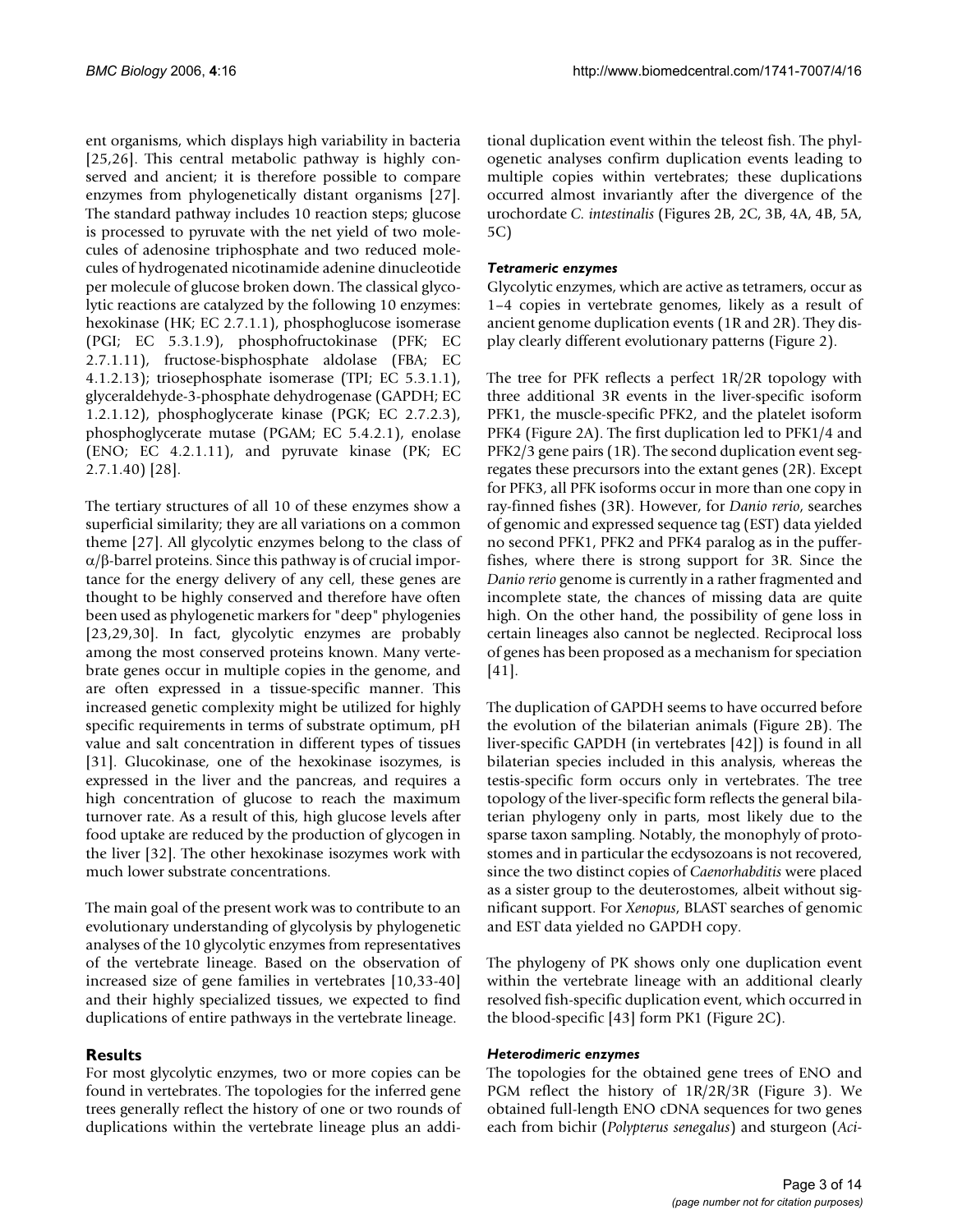ent organisms, which displays high variability in bacteria [25,26]. This central metabolic pathway is highly conserved and ancient; it is therefore possible to compare enzymes from phylogenetically distant organisms [27]. The standard pathway includes 10 reaction steps; glucose is processed to pyruvate with the net yield of two molecules of adenosine triphosphate and two reduced molecules of hydrogenated nicotinamide adenine dinucleotide per molecule of glucose broken down. The classical glycolytic reactions are catalyzed by the following 10 enzymes: hexokinase (HK; EC 2.7.1.1), phosphoglucose isomerase (PGI; EC 5.3.1.9), phosphofructokinase (PFK; EC 2.7.1.11), fructose-bisphosphate aldolase (FBA; EC 4.1.2.13); triosephosphate isomerase (TPI; EC 5.3.1.1), glyceraldehyde-3-phosphate dehydrogenase (GAPDH; EC 1.2.1.12), phosphoglycerate kinase (PGK; EC 2.7.2.3), phosphoglycerate mutase (PGAM; EC 5.4.2.1), enolase (ENO; EC 4.2.1.11), and pyruvate kinase (PK; EC 2.7.1.40) [28].

The tertiary structures of all 10 of these enzymes show a superficial similarity; they are all variations on a common theme [27]. All glycolytic enzymes belong to the class of α/β-barrel proteins. Since this pathway is of crucial importance for the energy delivery of any cell, these genes are thought to be highly conserved and therefore have often been used as phylogenetic markers for "deep" phylogenies [23,29,30]. In fact, glycolytic enzymes are probably among the most conserved proteins known. Many vertebrate genes occur in multiple copies in the genome, and are often expressed in a tissue-specific manner. This increased genetic complexity might be utilized for highly specific requirements in terms of substrate optimum, pH value and salt concentration in different types of tissues [31]. Glucokinase, one of the hexokinase isozymes, is expressed in the liver and the pancreas, and requires a high concentration of glucose to reach the maximum turnover rate. As a result of this, high glucose levels after food uptake are reduced by the production of glycogen in the liver [32]. The other hexokinase isozymes work with much lower substrate concentrations.

The main goal of the present work was to contribute to an evolutionary understanding of glycolysis by phylogenetic analyses of the 10 glycolytic enzymes from representatives of the vertebrate lineage. Based on the observation of increased size of gene families in vertebrates [10,33-40] and their highly specialized tissues, we expected to find duplications of entire pathways in the vertebrate lineage.

## Results

For most glycolytic enzymes, two or more copies can be found in vertebrates. The topologies for the inferred gene trees generally reflect the history of one or two rounds of duplications within the vertebrate lineage plus an additional duplication event within the teleost fish. The phylogenetic analyses confirm duplication events leading to multiple copies within vertebrates; these duplications occurred almost invariantly after the divergence of the urochordate *C. intestinalis* (Figures 2B, 2C, 3B, 4A, 4B, 5A, 5C)

### *Tetrameric enzymes*

Glycolytic enzymes, which are active as tetramers, occur as 1–4 copies in vertebrate genomes, likely as a result of ancient genome duplication events (1R and 2R). They display clearly different evolutionary patterns (Figure 2).

The tree for PFK reflects a perfect 1R/2R topology with three additional 3R events in the liver-specific isoform PFK1, the muscle-specific PFK2, and the platelet isoform PFK4 (Figure 2A). The first duplication led to PFK1/4 and PFK2/3 gene pairs (1R). The second duplication event segregates these precursors into the extant genes (2R). Except for PFK3, all PFK isoforms occur in more than one copy in ray-finned fishes (3R). However, for *Danio rerio*, searches of genomic and expressed sequence tag (EST) data yielded no second PFK1, PFK2 and PFK4 paralog as in the pufferfishes, where there is strong support for 3R. Since the *Danio rerio* genome is currently in a rather fragmented and incomplete state, the chances of missing data are quite high. On the other hand, the possibility of gene loss in certain lineages also cannot be neglected. Reciprocal loss of genes has been proposed as a mechanism for speciation [41].

The duplication of GAPDH seems to have occurred before the evolution of the bilaterian animals (Figure 2B). The liver-specific GAPDH (in vertebrates [42]) is found in all bilaterian species included in this analysis, whereas the testis-specific form occurs only in vertebrates. The tree topology of the liver-specific form reflects the general bilaterian phylogeny only in parts, most likely due to the sparse taxon sampling. Notably, the monophyly of protostomes and in particular the ecdysozoans is not recovered, since the two distinct copies of *Caenorhabditis* were placed as a sister group to the deuterostomes, albeit without significant support. For *Xenopus*, BLAST searches of genomic and EST data yielded no GAPDH copy.

The phylogeny of PK shows only one duplication event within the vertebrate lineage with an additional clearly resolved fish-specific duplication event, which occurred in the blood-specific [43] form PK1 (Figure 2C).

### *Heterodimeric enzymes*

The topologies for the obtained gene trees of ENO and PGM reflect the history of 1R/2R/3R (Figure 3). We obtained full-length ENO cDNA sequences for two genes each from bichir (*Polypterus senegalus*) and sturgeon (*Aci-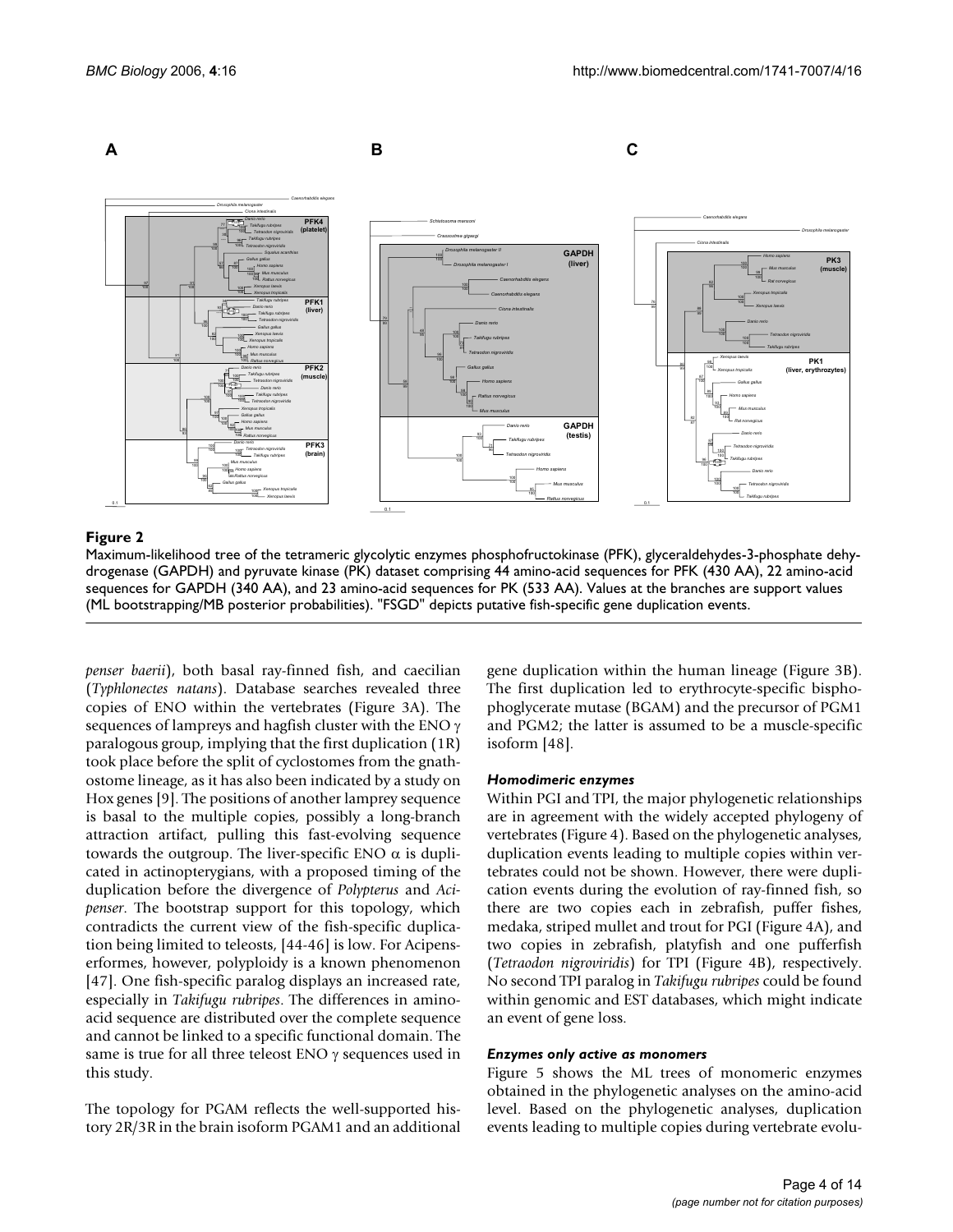**Figure 2**

Maximum-likelihood tree of the tetrameric glycolytic enzymes phosphofructokinase (PFK), glyceraldehydes-3-phosphate dehydrogenase (GAPDH) and pyruvate kinase (PK) dataset comprising 44 amino-acid sequences for PFK (430 AA), 22 amino-acid sequences for GAPDH (340 AA), and 23 amino-acid sequences for PK (533 AA). Values at the branches are support values (ML bootstrapping/MB posterior probabilities). "FSGD" depicts putative fish-specific gene duplication events.

*penser baerii*), both basal ray-finned fish, and caecilian (*Typhlonectes natans*). Database searches revealed three copies of ENO within the vertebrates (Figure 3A). The sequences of lampreys and hagfish cluster with the ENO $\gamma$ paralogous group, implying that the first duplication (1R) took place before the split of cyclostomes from the gnathostome lineage, as it has also been indicated by a study on Hox genes [9]. The positions of another lamprey sequence is basal to the multiple copies, possibly a long-branch attraction artifact, pulling this fast-evolving sequence towards the outgroup. The liver-specific ENO $\alpha$ is duplicated in actinopterygians, with a proposed timing of the duplication before the divergence of *Polypterus* and *Acipenser*. The bootstrap support for this topology, which contradicts the current view of the fish-specific duplication being limited to teleosts, [44-46] is low. For Acipenseriformes, however, polyploidy is a known phenomenon [47]. One fish-specific paralog displays an increased rate, especially in *Takifugu rubripes*. The differences in amino-acid sequence are distributed over the complete sequence and cannot be linked to a specific functional domain. The same is true for all three teleost ENO $\gamma$ sequences used in this study.

The topology for PGAM reflects the well-supported history 2R/3R in the brain isoform PGAM1 and an additional gene duplication within the human lineage (Figure 3B). The first duplication led to erythrocyte-specific bisphophoglycerate mutase (BGAM) and the precursor of PGM1 and PGM2; the latter is assumed to be a muscle-specific isoform [48].

#### *Homodimeric enzymes*

Within PGI and TPI, the major phylogenetic relationships are in agreement with the widely accepted phylogeny of vertebrates (Figure 4). Based on the phylogenetic analyses, duplication events leading to multiple copies within vertebrates could not be shown. However, there were duplication events during the evolution of ray-finned fish, so there are two copies each in zebrafish, puffer fishes, medaka, striped mullet and trout for PGI (Figure 4A), and two copies in zebrafish, platyfish and one pufferfish (*Tetraodon nigroviridis*) for TPI (Figure 4B), respectively. No second TPI paralog in *Takifugu rubripes* could be found within genomic and EST databases, which might indicate an event of gene loss.

#### *Enzymes only active as monomers*

Figure 5 shows the ML trees of monomeric enzymes obtained in the phylogenetic analyses on the amino-acid level. Based on the phylogenetic analyses, duplication events leading to multiple copies during vertebrate evolu-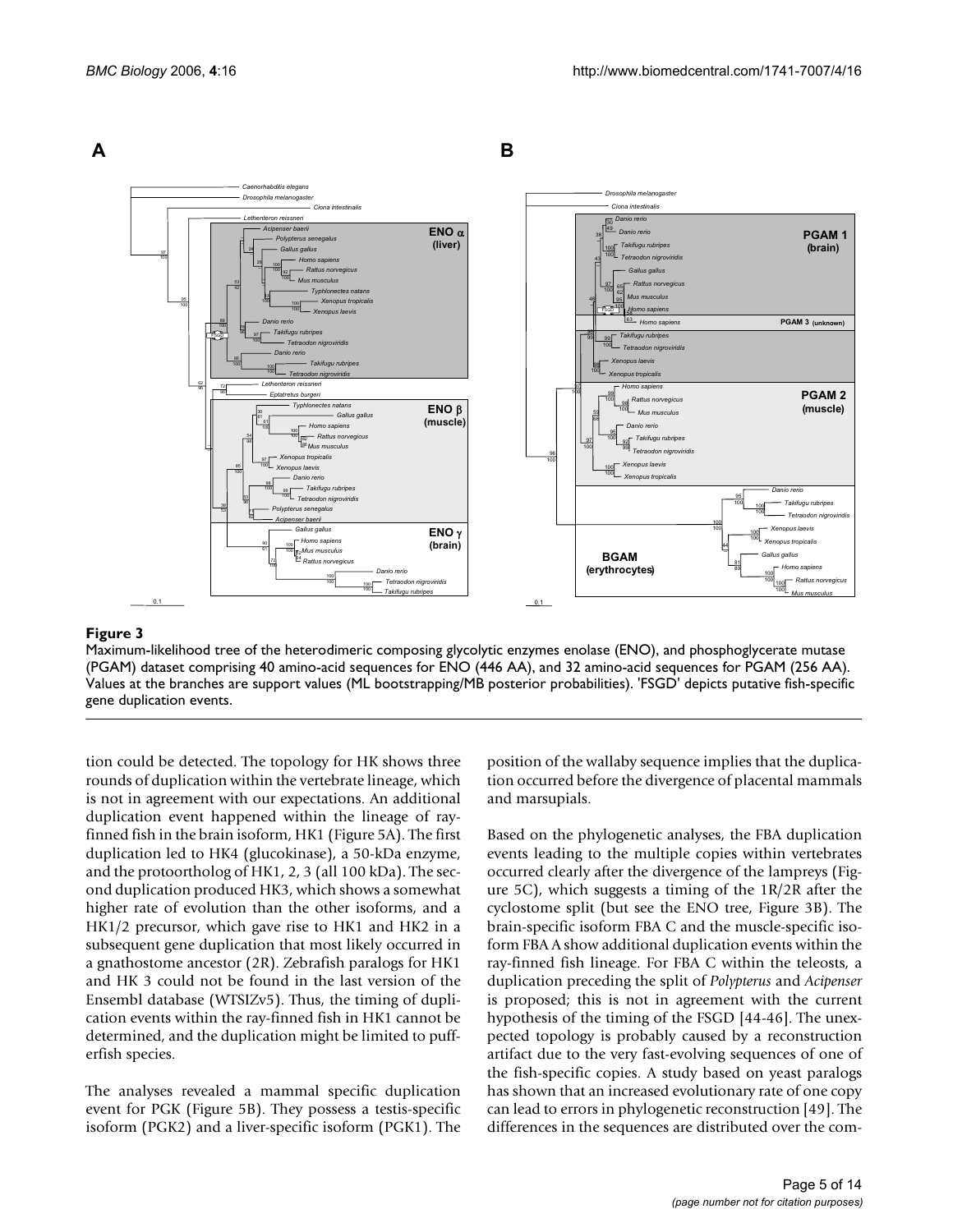**Figure 3**

Maximum-likelihood tree of the heterodimeric composing glycolytic enzymes enolase (ENO), and phosphoglycerate mutase (PGAM) dataset comprising 40 amino-acid sequences for ENO (446 AA), and 32 amino-acid sequences for PGAM (256 AA). Values at the branches are support values (ML bootstrapping/MB posterior probabilities). 'FSGD' depicts putative fish-specific gene duplication events.

tion could be detected. The topology for HK shows three rounds of duplication within the vertebrate lineage, which is not in agreement with our expectations. An additional duplication event happened within the lineage of ray-finned fish in the brain isoform, HK1 (Figure 5A). The first duplication led to HK4 (glucokinase), a 50-kDa enzyme, and the protoortholog of HK1, 2, 3 (all 100 kDa). The second duplication produced HK3, which shows a somewhat higher rate of evolution than the other isoforms, and a HK1/2 precursor, which gave rise to HK1 and HK2 in a subsequent gene duplication that most likely occurred in a gnathostome ancestor (2R). Zebrafish paralogs for HK1 and HK 3 could not be found in the last version of the Ensembl database (WTSIZv5). Thus, the timing of duplication events within the ray-finned fish in HK1 cannot be determined, and the duplication might be limited to pufferfish species.

The analyses revealed a mammal specific duplication event for PGK (Figure 5B). They possess a testis-specific isoform (PGK2) and a liver-specific isoform (PGK1). The position of the wallaby sequence implies that the duplication occurred before the divergence of placental mammals and marsupials.

Based on the phylogenetic analyses, the FBA duplication events leading to the multiple copies within vertebrates occurred clearly after the divergence of the lampreys (Figure 5C), which suggests a timing of the 1R/2R after the cyclostome split (but see the ENO tree, Figure 3B). The brain-specific isoform FBA C and the muscle-specific isoform FBA A show additional duplication events within the ray-finned fish lineage. For FBA C within the teleosts, a duplication preceding the split of *Polypterus* and *Acipenser* is proposed; this is not in agreement with the current hypothesis of the timing of the FSGD [44-46]. The unexpected topology is probably caused by a reconstruction artifact due to the very fast-evolving sequences of one of the fish-specific copies. A study based on yeast paralogs has shown that an increased evolutionary rate of one copy can lead to errors in phylogenetic reconstruction [49]. The differences in the sequences are distributed over the com-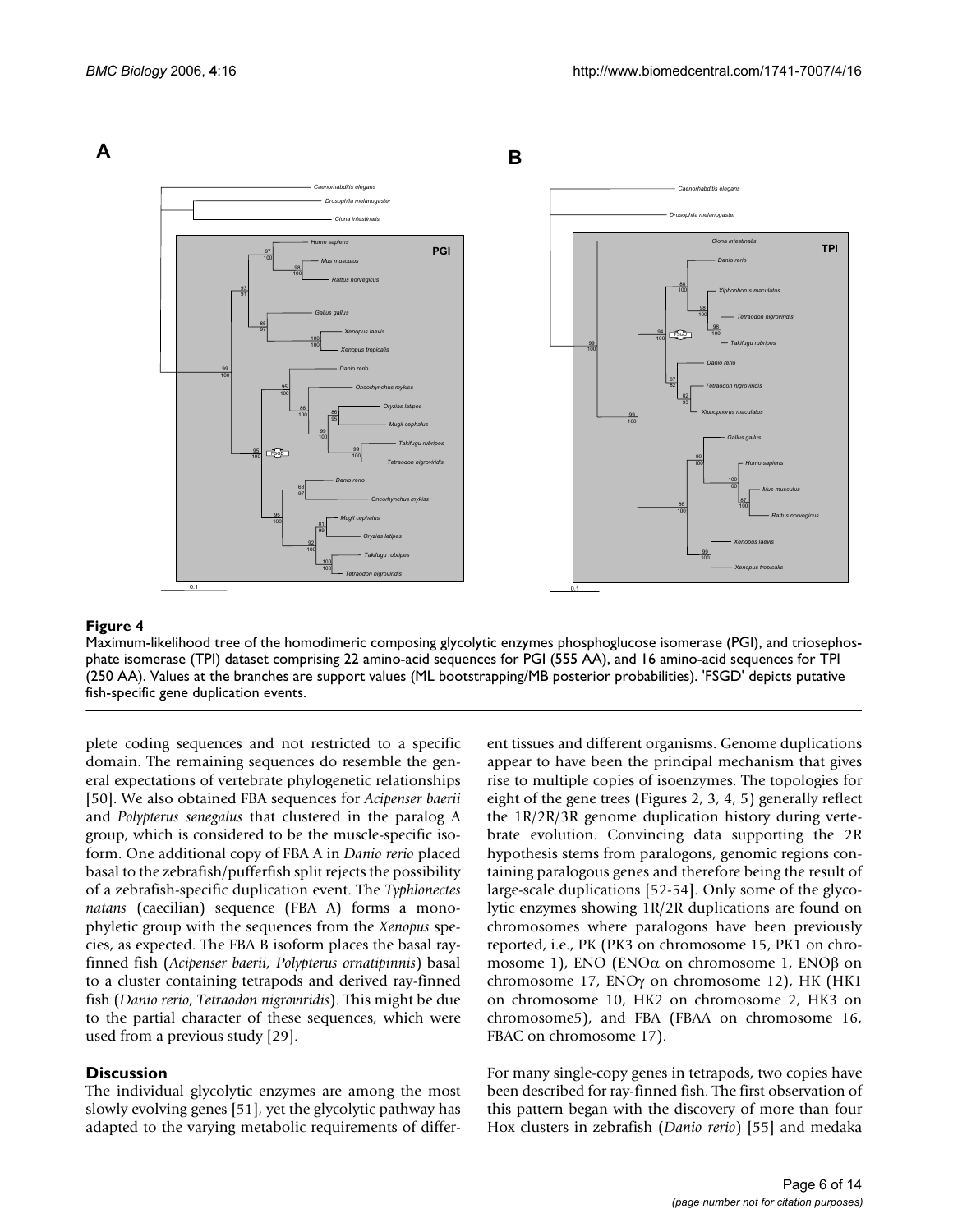**Figure 4**

Maximum-likelihood tree of the homodimeric composing glycolytic enzymes phosphoglucose isomerase (PGI), and triosephosphate isomerase (TPI) dataset comprising 22 amino-acid sequences for PGI (555 AA), and 16 amino-acid sequences for TPI (250 AA). Values at the branches are support values (ML bootstrapping/MB posterior probabilities). 'FSGD' depicts putative fish-specific gene duplication events.

plete coding sequences and not restricted to a specific domain. The remaining sequences do resemble the general expectations of vertebrate phylogenetic relationships [50]. We also obtained FBA sequences for *Acipenser baerii* and *Polypterus senegalus* that clustered in the paralog A group, which is considered to be the muscle-specific isoform. One additional copy of FBA A in *Danio rerio* placed basal to the zebrafish/pufferfish split rejects the possibility of a zebrafish-specific duplication event. The *Typhlonectes natans* (caecilian) sequence (FBA A) forms a monophyletic group with the sequences from the *Xenopus* species, as expected. The FBA B isoform places the basal ray-finned fish (*Acipenser baerii, Polypterus ornatipinnis*) basal to a cluster containing tetrapods and derived ray-finned fish (*Danio rerio, Tetraodon nigroviridis*). This might be due to the partial character of these sequences, which were used from a previous study [29].

## Discussion

The individual glycolytic enzymes are among the most slowly evolving genes [51], yet the glycolytic pathway has adapted to the varying metabolic requirements of different tissues and different organisms. Genome duplications appear to have been the principal mechanism that gives rise to multiple copies of isoenzymes. The topologies for eight of the gene trees (Figures 2, 3, 4, 5) generally reflect the 1R/2R/3R genome duplication history during vertebrate evolution. Convincing data supporting the 2R hypothesis stems from paralogons, genomic regions containing paralogous genes and therefore being the result of large-scale duplications [52-54]. Only some of the glycolytic enzymes showing 1R/2R duplications are found on chromosomes where paralogons have been previously reported, i.e., PK (PK3 on chromosome 15, PK1 on chromosome 1), ENO (ENO$\alpha$ on chromosome 1, ENO$\beta$ on chromosome 17, ENO$\gamma$ on chromosome 12), HK (HK1 on chromosome 10, HK2 on chromosome 2, HK3 on chromosome5), and FBA (FBAA on chromosome 16, FBAC on chromosome 17).

For many single-copy genes in tetrapods, two copies have been described for ray-finned fish. The first observation of this pattern began with the discovery of more than four Hox clusters in zebrafish (*Danio rerio*) [55] and medaka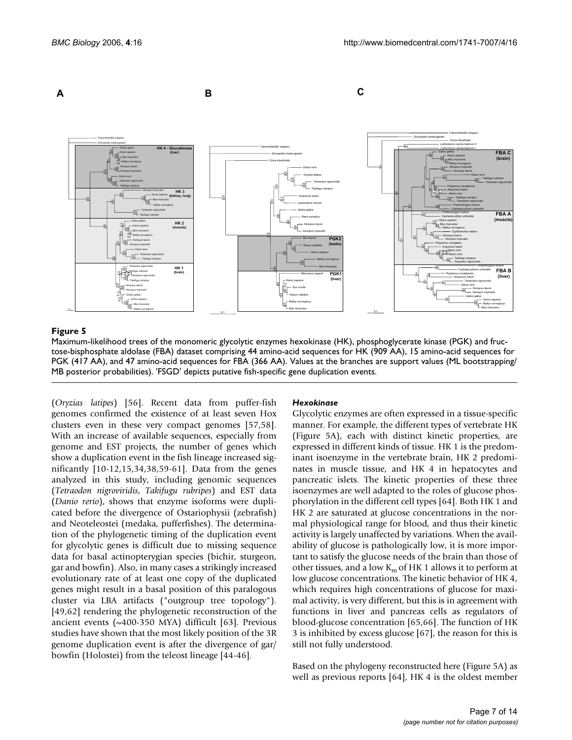**Figure 5**

Maximum-likelihood trees of the monomeric glycolytic enzymes hexokinase (HK), phosphoglycerate kinase (PGK) and fructose-bisphosphate aldolase (FBA) dataset comprising 44 amino-acid sequences for HK (909 AA), 15 amino-acid sequences for PGK (417 AA), and 47 amino-acid sequences for FBA (366 AA). Values at the branches are support values (ML bootstrapping/MB posterior probabilities). 'FSGD' depicts putative fish-specific gene duplication events.

(*Oryzias latipes*) [56]. Recent data from puffer-fish genomes confirmed the existence of at least seven Hox clusters even in these very compact genomes [57,58]. With an increase of available sequences, especially from genome and EST projects, the number of genes which show a duplication event in the fish lineage increased significantly [10-12,15,34,38,59-61]. Data from the genes analyzed in this study, including genomic sequences (*Tetraodon nigroviridis*, *Takifugu rubripes*) and EST data (*Danio rerio*), shows that enzyme isoforms were duplicated before the divergence of Ostariophysii (zebrafish) and Neoteleostei (medaka, pufferfishes). The determination of the phylogenetic timing of the duplication event for glycolytic genes is difficult due to missing sequence data for basal actinopterygian species (bichir, sturgeon, gar and bowfin). Also, in many cases a strikingly increased evolutionary rate of at least one copy of the duplicated genes might result in a basal position of this paralogous cluster via LBA artifacts ("outgroup tree topology"). [49,62] rendering the phylogenetic reconstruction of the ancient events (~400-350 MYA) difficult [63]. Previous studies have shown that the most likely position of the 3R genome duplication event is after the divergence of gar/bowfin (Holostei) from the teleost lineage [44-46].

#### *Hexokinase*

Glycolytic enzymes are often expressed in a tissue-specific manner. For example, the different types of vertebrate HK (Figure 5A), each with distinct kinetic properties, are expressed in different kinds of tissue. HK 1 is the predominant isoenzyme in the vertebrate brain, HK 2 predominates in muscle tissue, and HK 4 in hepatocytes and pancreatic islets. The kinetic properties of these three isoenzymes are well adapted to the roles of glucose phosphorylation in the different cell types [64]. Both HK 1 and HK 2 are saturated at glucose concentrations in the normal physiological range for blood, and thus their kinetic activity is largely unaffected by variations. When the availability of glucose is pathologically low, it is more important to satisfy the glucose needs of the brain than those of other tissues, and a low $K_m$ of HK 1 allows it to perform at low glucose concentrations. The kinetic behavior of HK 4, which requires high concentrations of glucose for maximal activity, is very different, but this is in agreement with functions in liver and pancreas cells as regulators of blood-glucose concentration [65,66]. The function of HK 3 is inhibited by excess glucose [67], the reason for this is still not fully understood.

Based on the phylogeny reconstructed here (Figure 5A) as well as previous reports [64], HK 4 is the oldest member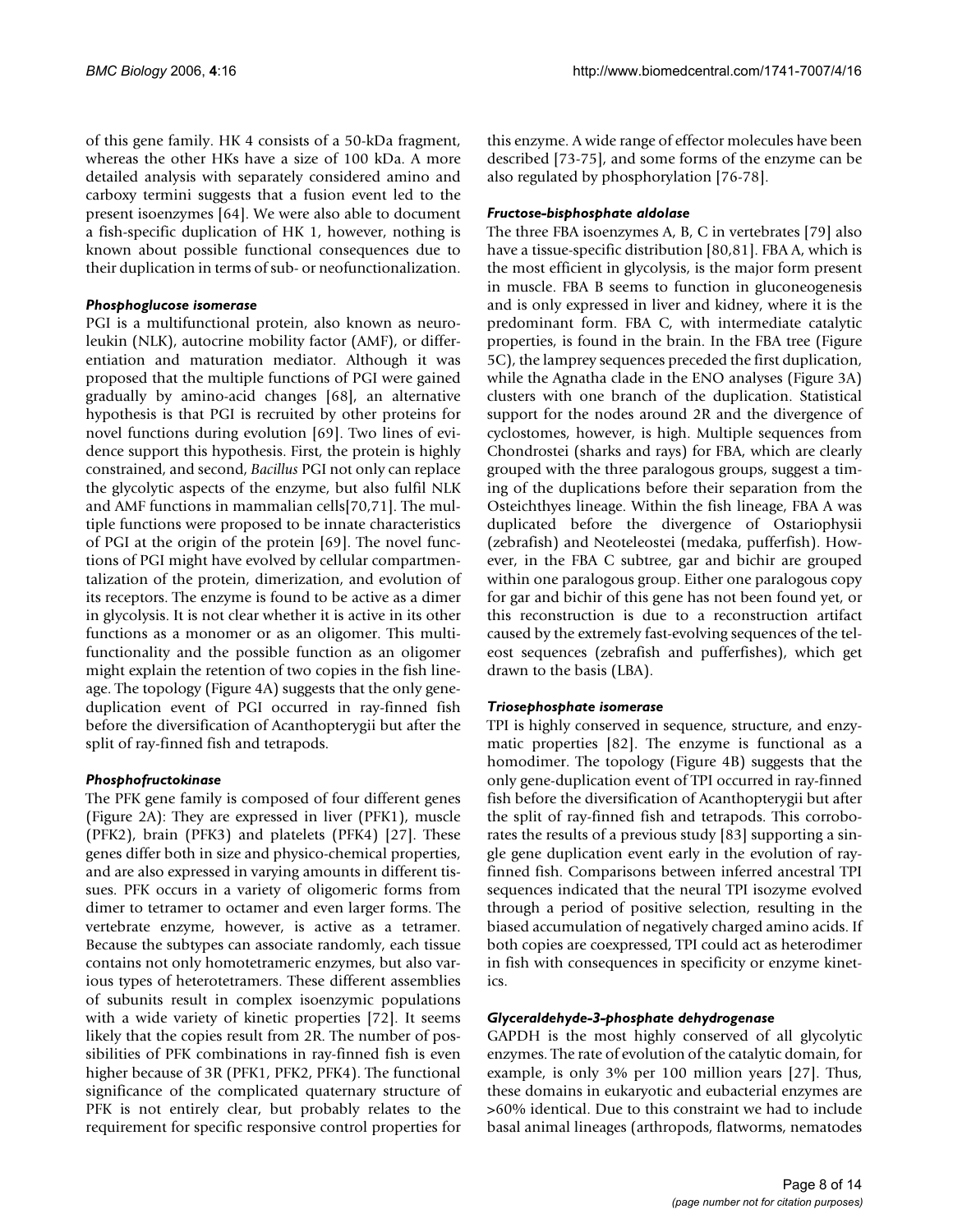of this gene family. HK 4 consists of a 50-kDa fragment, whereas the other HKs have a size of 100 kDa. A more detailed analysis with separately considered amino and carboxy termini suggests that a fusion event led to the present isoenzymes [64]. We were also able to document a fish-specific duplication of HK 1, however, nothing is known about possible functional consequences due to their duplication in terms of sub- or neofunctionalization.

### *Phosphoglucose isomerase*

PGI is a multifunctional protein, also known as neuroleukin (NLK), autocrine mobility factor (AMF), or differentiation and maturation mediator. Although it was proposed that the multiple functions of PGI were gained gradually by amino-acid changes [68], an alternative hypothesis is that PGI is recruited by other proteins for novel functions during evolution [69]. Two lines of evidence support this hypothesis. First, the protein is highly constrained, and second, *Bacillus* PGI not only can replace the glycolytic aspects of the enzyme, but also fulfil NLK and AMF functions in mammalian cells[70,71]. The multiple functions were proposed to be innate characteristics of PGI at the origin of the protein [69]. The novel functions of PGI might have evolved by cellular compartmentalization of the protein, dimerization, and evolution of its receptors. The enzyme is found to be active as a dimer in glycolysis. It is not clear whether it is active in its other functions as a monomer or as an oligomer. This multifunctionality and the possible function as an oligomer might explain the retention of two copies in the fish lineage. The topology (Figure 4A) suggests that the only gene-duplication event of PGI occurred in ray-finned fish before the diversification of Acanthopterygii but after the split of ray-finned fish and tetrapods.

### *Phosphofructokinase*

The PFK gene family is composed of four different genes (Figure 2A): They are expressed in liver (PFK1), muscle (PFK2), brain (PFK3) and platelets (PFK4) [27]. These genes differ both in size and physico-chemical properties, and are also expressed in varying amounts in different tissues. PFK occurs in a variety of oligomeric forms from dimer to tetramer to octamer and even larger forms. The vertebrate enzyme, however, is active as a tetramer. Because the subtypes can associate randomly, each tissue contains not only homotetrameric enzymes, but also various types of heterotetramers. These different assemblies of subunits result in complex isoenzymic populations with a wide variety of kinetic properties [72]. It seems likely that the copies result from 2R. The number of possibilities of PFK combinations in ray-finned fish is even higher because of 3R (PFK1, PFK2, PFK4). The functional significance of the complicated quaternary structure of PFK is not entirely clear, but probably relates to the requirement for specific responsive control properties for this enzyme. A wide range of effector molecules have been described [73-75], and some forms of the enzyme can be also regulated by phosphorylation [76-78].

### *Fructose-bisphosphate aldolase*

The three FBA isoenzymes A, B, C in vertebrates [79] also have a tissue-specific distribution [80,81]. FBA A, which is the most efficient in glycolysis, is the major form present in muscle. FBA B seems to function in gluconeogenesis and is only expressed in liver and kidney, where it is the predominant form. FBA C, with intermediate catalytic properties, is found in the brain. In the FBA tree (Figure 5C), the lamprey sequences preceded the first duplication, while the Agnatha clade in the ENO analyses (Figure 3A) clusters with one branch of the duplication. Statistical support for the nodes around 2R and the divergence of cyclostomes, however, is high. Multiple sequences from Chondrostei (sharks and rays) for FBA, which are clearly grouped with the three paralogous groups, suggest a timing of the duplications before their separation from the Osteichthyes lineage. Within the fish lineage, FBA A was duplicated before the divergence of Ostariophysii (zebrafish) and Neoteleostei (medaka, pufferfish). However, in the FBA C subtree, gar and bichir are grouped within one paralogous group. Either one paralogous copy for gar and bichir of this gene has not been found yet, or this reconstruction is due to a reconstruction artifact caused by the extremely fast-evolving sequences of the teleost sequences (zebrafish and pufferfishes), which get drawn to the basis (LBA).

### *Triosephosphate isomerase*

TPI is highly conserved in sequence, structure, and enzymatic properties [82]. The enzyme is functional as a homodimer. The topology (Figure 4B) suggests that the only gene-duplication event of TPI occurred in ray-finned fish before the diversification of Acanthopterygii but after the split of ray-finned fish and tetrapods. This corroborates the results of a previous study [83] supporting a single gene duplication event early in the evolution of ray-finned fish. Comparisons between inferred ancestral TPI sequences indicated that the neural TPI isozyme evolved through a period of positive selection, resulting in the biased accumulation of negatively charged amino acids. If both copies are coexpressed, TPI could act as heterodimer in fish with consequences in specificity or enzyme kinetics.

### *Glyceraldehyde-3-phosphate dehydrogenase*

GAPDH is the most highly conserved of all glycolytic enzymes. The rate of evolution of the catalytic domain, for example, is only 3% per 100 million years [27]. Thus, these domains in eukaryotic and eubacterial enzymes are >60% identical. Due to this constraint we had to include basal animal lineages (arthropods, flatworms, nematodes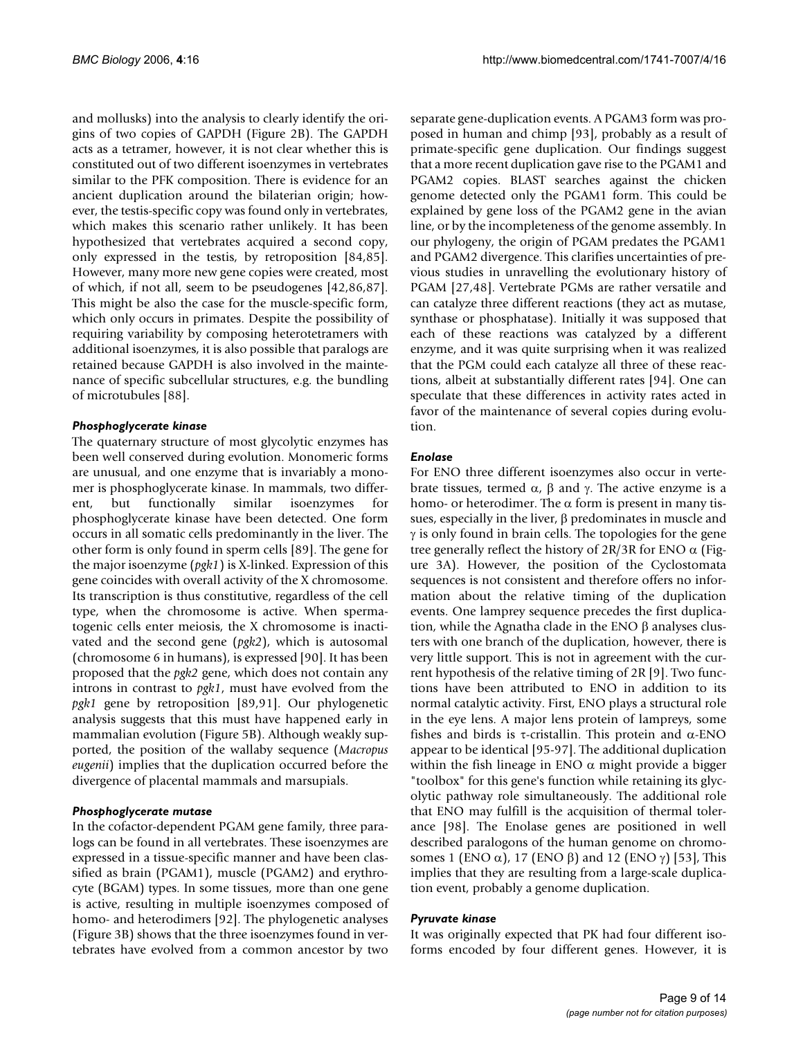and mollusks) into the analysis to clearly identify the origins of two copies of GAPDH (Figure 2B). The GAPDH acts as a tetramer, however, it is not clear whether this is constituted out of two different isoenzymes in vertebrates similar to the PFK composition. There is evidence for an ancient duplication around the bilaterian origin; however, the testis-specific copy was found only in vertebrates, which makes this scenario rather unlikely. It has been hypothesized that vertebrates acquired a second copy, only expressed in the testis, by retroposition [84,85]. However, many more new gene copies were created, most of which, if not all, seem to be pseudogenes [42,86,87]. This might be also the case for the muscle-specific form, which only occurs in primates. Despite the possibility of requiring variability by composing heterotetramers with additional isoenzymes, it is also possible that paralogs are retained because GAPDH is also involved in the maintenance of specific subcellular structures, e.g. the bundling of microtubules [88].

### *Phosphoglycerate kinase*

The quaternary structure of most glycolytic enzymes has been well conserved during evolution. Monomeric forms are unusual, and one enzyme that is invariably a monomer is phosphoglycerate kinase. In mammals, two different, but functionally similar isoenzymes for phosphoglycerate kinase have been detected. One form occurs in all somatic cells predominantly in the liver. The other form is only found in sperm cells [89]. The gene for the major isoenzyme (*pgk1*) is X-linked. Expression of this gene coincides with overall activity of the X chromosome. Its transcription is thus constitutive, regardless of the cell type, when the chromosome is active. When spermatogenic cells enter meiosis, the X chromosome is inactivated and the second gene (*pgk2*), which is autosomal (chromosome 6 in humans), is expressed [90]. It has been proposed that the *pgk2* gene, which does not contain any introns in contrast to *pgk1*, must have evolved from the *pgk1* gene by retroposition [89,91]. Our phylogenetic analysis suggests that this must have happened early in mammalian evolution (Figure 5B). Although weakly supported, the position of the wallaby sequence (*Macropus eugenii*) implies that the duplication occurred before the divergence of placental mammals and marsupials.

### *Phosphoglycerate mutase*

In the cofactor-dependent PGAM gene family, three paralogs can be found in all vertebrates. These isoenzymes are expressed in a tissue-specific manner and have been classified as brain (PGAM1), muscle (PGAM2) and erythrocyte (BGAM) types. In some tissues, more than one gene is active, resulting in multiple isoenzymes composed of homo- and heterodimers [92]. The phylogenetic analyses (Figure 3B) shows that the three isoenzymes found in vertebrates have evolved from a common ancestor by two separate gene-duplication events. A PGAM3 form was proposed in human and chimp [93], probably as a result of primate-specific gene duplication. Our findings suggest that a more recent duplication gave rise to the PGAM1 and PGAM2 copies. BLAST searches against the chicken genome detected only the PGAM1 form. This could be explained by gene loss of the PGAM2 gene in the avian line, or by the incompleteness of the genome assembly. In our phylogeny, the origin of PGAM predates the PGAM1 and PGAM2 divergence. This clarifies uncertainties of previous studies in unravelling the evolutionary history of PGAM [27,48]. Vertebrate PGMs are rather versatile and can catalyze three different reactions (they act as mutase, synthase or phosphatase). Initially it was supposed that each of these reactions was catalyzed by a different enzyme, and it was quite surprising when it was realized that the PGM could each catalyze all three of these reactions, albeit at substantially different rates [94]. One can speculate that these differences in activity rates acted in favor of the maintenance of several copies during evolution.

### *Enolase*

For ENO three different isoenzymes also occur in vertebrate tissues, termed α, β and γ. The active enzyme is a homo- or heterodimer. The α form is present in many tissues, especially in the liver, β predominates in muscle and γ is only found in brain cells. The topologies for the gene tree generally reflect the history of 2R/3R for ENO α (Figure 3A). However, the position of the Cyclostomata sequences is not consistent and therefore offers no information about the relative timing of the duplication events. One lamprey sequence precedes the first duplication, while the Agnatha clade in the ENO β analyses clusters with one branch of the duplication, however, there is very little support. This is not in agreement with the current hypothesis of the relative timing of 2R [9]. Two functions have been attributed to ENO in addition to its normal catalytic activity. First, ENO plays a structural role in the eye lens. A major lens protein of lampreys, some fishes and birds is τ-cristallin. This protein and α-ENO appear to be identical [95-97]. The additional duplication within the fish lineage in ENO α might provide a bigger "toolbox" for this gene's function while retaining its glycolytic pathway role simultaneously. The additional role that ENO may fulfill is the acquisition of thermal tolerance [98]. The Enolase genes are positioned in well described paralogons of the human genome on chromosomes 1 (ENO α), 17 (ENO β) and 12 (ENO γ) [53], This implies that they are resulting from a large-scale duplication event, probably a genome duplication.

### *Pyruvate kinase*

It was originally expected that PK had four different isoforms encoded by four different genes. However, it is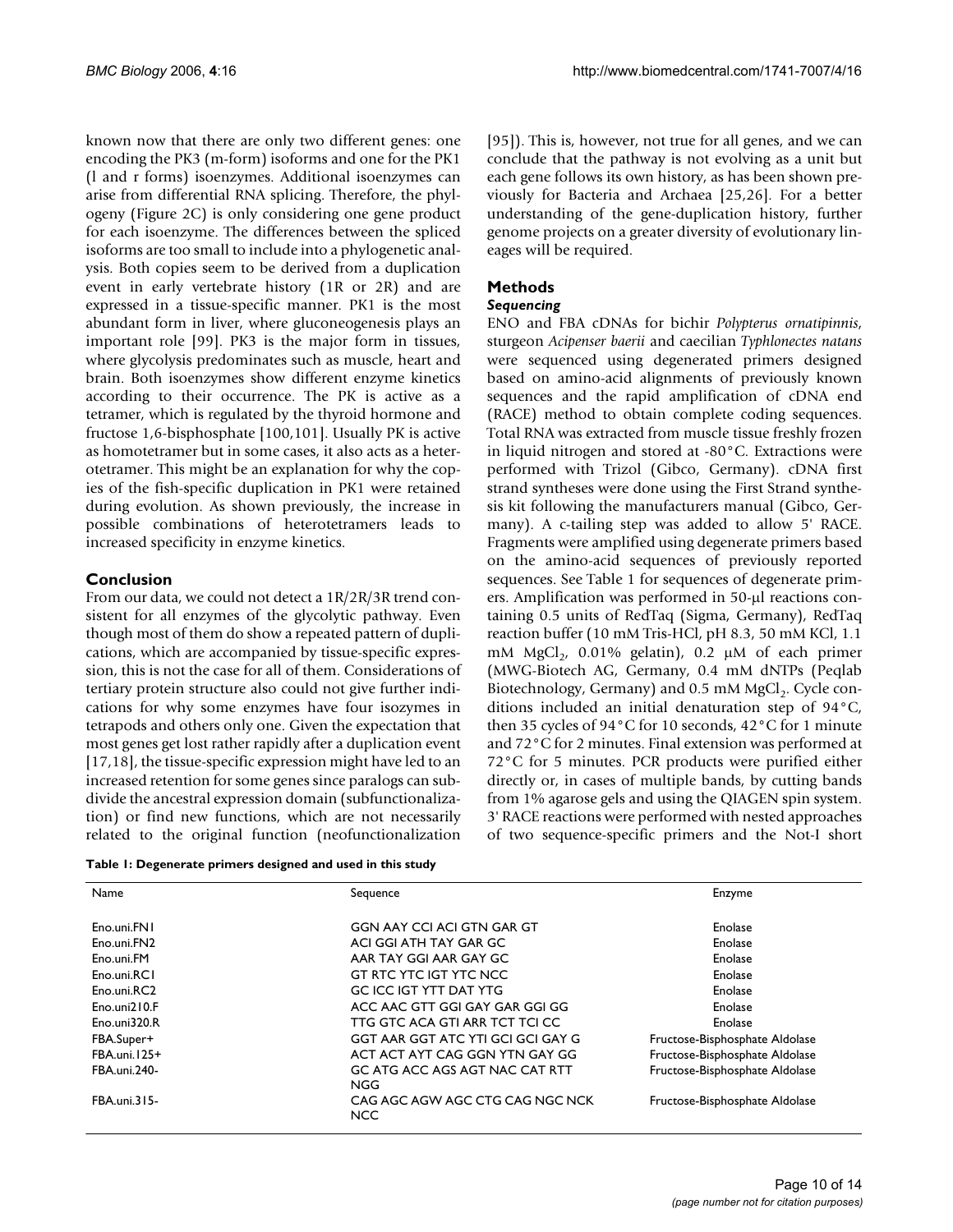known now that there are only two different genes: one encoding the PK3 (m-form) isoforms and one for the PK1 (l and r forms) isoenzymes. Additional isoenzymes can arise from differential RNA splicing. Therefore, the phylogeny (Figure 2C) is only considering one gene product for each isoenzyme. The differences between the spliced isoforms are too small to include into a phylogenetic analysis. Both copies seem to be derived from a duplication event in early vertebrate history (1R or 2R) and are expressed in a tissue-specific manner. PK1 is the most abundant form in liver, where gluconeogenesis plays an important role [99]. PK3 is the major form in tissues, where glycolysis predominates such as muscle, heart and brain. Both isoenzymes show different enzyme kinetics according to their occurrence. The PK is active as a tetramer, which is regulated by the thyroid hormone and fructose 1,6-bisphosphate [100,101]. Usually PK is active as homotetramer but in some cases, it also acts as a heterotetramer. This might be an explanation for why the copies of the fish-specific duplication in PK1 were retained during evolution. As shown previously, the increase in possible combinations of heterotetramers leads to increased specificity in enzyme kinetics.

## Conclusion

From our data, we could not detect a 1R/2R/3R trend consistent for all enzymes of the glycolytic pathway. Even though most of them do show a repeated pattern of duplications, which are accompanied by tissue-specific expression, this is not the case for all of them. Considerations of tertiary protein structure also could not give further indications for why some enzymes have four isozymes in tetrapods and others only one. Given the expectation that most genes get lost rather rapidly after a duplication event [17,18], the tissue-specific expression might have led to an increased retention for some genes since paralogs can subdivide the ancestral expression domain (subfunctionalization) or find new functions, which are not necessarily related to the original function (neofunctionalization [95]). This is, however, not true for all genes, and we can conclude that the pathway is not evolving as a unit but each gene follows its own history, as has been shown previously for Bacteria and Archaea [25,26]. For a better understanding of the gene-duplication history, further genome projects on a greater diversity of evolutionary lineages will be required.

## Methods

### *Sequencing*

ENO and FBA cDNAs for bichir *Polypterus ornatipinnis*, sturgeon *Acipenser baerii* and caecilian *Typhlonectes natans* were sequenced using degenerated primers designed based on amino-acid alignments of previously known sequences and the rapid amplification of cDNA end (RACE) method to obtain complete coding sequences. Total RNA was extracted from muscle tissue freshly frozen in liquid nitrogen and stored at -80°C. Extractions were performed with Trizol (Gibco, Germany). cDNA first strand syntheses were done using the First Strand synthesis kit following the manufacturers manual (Gibco, Germany). A c-tailing step was added to allow 5' RACE. Fragments were amplified using degenerate primers based on the amino-acid sequences of previously reported sequences. See Table 1 for sequences of degenerate primers. Amplification was performed in 50-μl reactions containing 0.5 units of RedTaq (Sigma, Germany), RedTaq reaction buffer (10 mM Tris-HCl, pH 8.3, 50 mM KCl, 1.1 mM $MgCl_2$, 0.01% gelatin), 0.2 μM of each primer (MWG-Biotech AG, Germany, 0.4 mM dNTPs (Peqlab Biotechnology, Germany) and 0.5 mM $MgCl_2$. Cycle conditions included an initial denaturation step of 94°C, then 35 cycles of 94°C for 10 seconds, 42°C for 1 minute and 72°C for 2 minutes. Final extension was performed at 72°C for 5 minutes. PCR products were purified either directly or, in cases of multiple bands, by cutting bands from 1% agarose gels and using the QIAGEN spin system. 3' RACE reactions were performed with nested approaches of two sequence-specific primers and the Not-I short

**Table 1: Degenerate primers designed and used in this study**

| Name | Sequence | Enzyme |
|---|---|---|
| Eno.uni.FN1 | GGN AAY CCI ACI GTN GAR GT | Enolase |
| Eno.uni.FN2 | ACI GGI ATH TAY GAR GC | Enolase |
| Eno.uni.FM | AAR TAY GGI AAR GAY GC | Enolase |
| Eno.uni.RC1 | GT RTC YTC IGT YTC NCC | Enolase |
| Eno.uni.RC2 | GC ICC IGT YTT DAT YTG | Enolase |
| Eno.uni210.F | ACC AAC GTT GGI GAY GAR GGI GG | Enolase |
| Eno.uni320.R | TTG GTC ACA GTI ARR TCT TCI CC | Enolase |
| FBA.Super+ | GGT AAR GGT ATC YTI GCI GCI GAY G | Fructose-Bisphosphate Aldolase |
| FBA.uni.125+ | ACT ACT AYT CAG GGN YTN GAY GG | Fructose-Bisphosphate Aldolase |
| FBA.uni.240- | GC ATG ACC AGS AGT NAC CAT RTT NGG | Fructose-Bisphosphate Aldolase |
| FBA.uni.315- | CAG AGC AGW AGC CTG CAG NGC NCK NCC | Fructose-Bisphosphate Aldolase |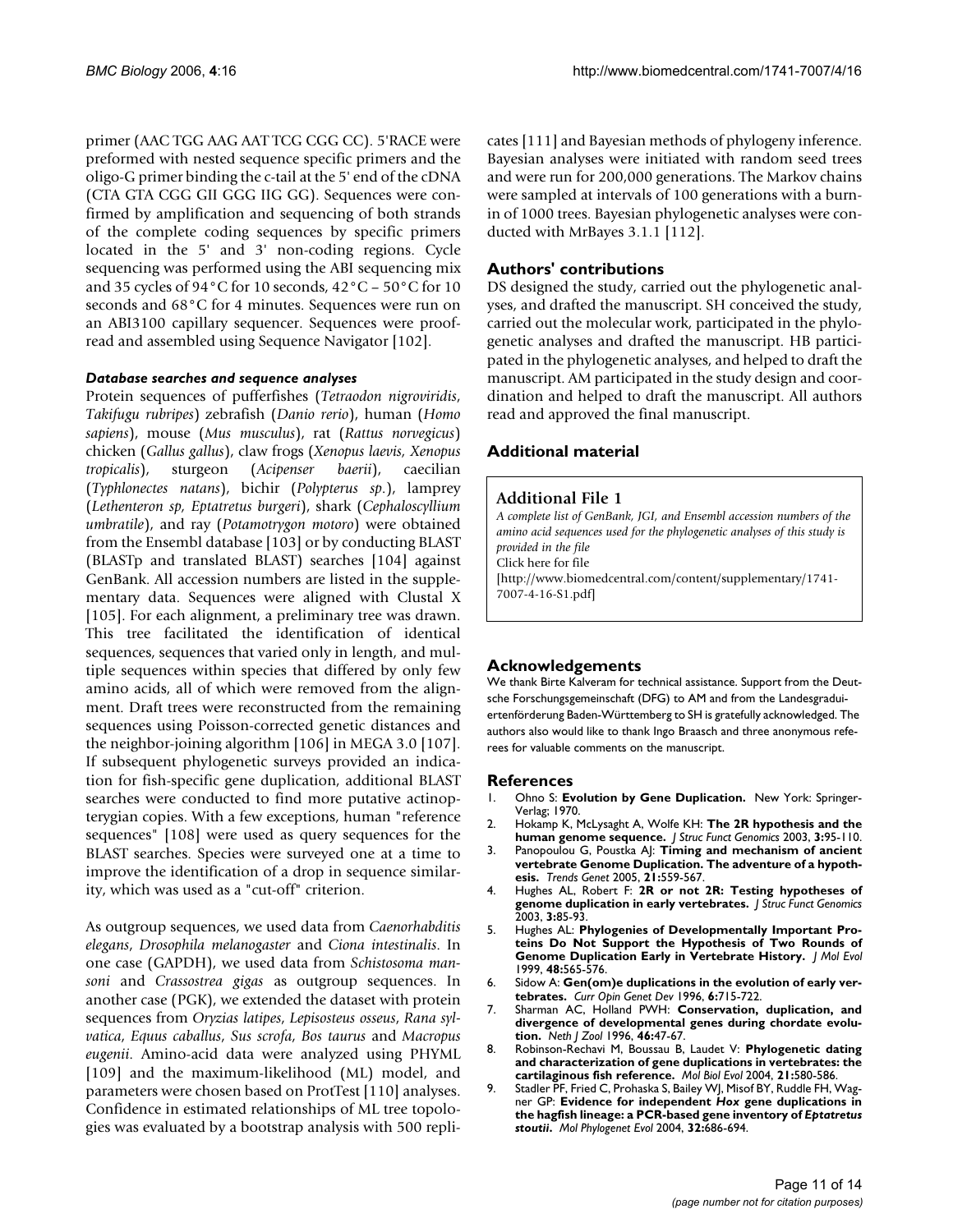primer (AAC TGG AAG AAT TCG CGG CC). 5'RACE were preformed with nested sequence specific primers and the oligo-G primer binding the c-tail at the 5' end of the cDNA (CTA GTA CGG GII GGG IIG GG). Sequences were confirmed by amplification and sequencing of both strands of the complete coding sequences by specific primers located in the 5' and 3' non-coding regions. Cycle sequencing was performed using the ABI sequencing mix and 35 cycles of 94°C for 10 seconds, 42°C – 50°C for 10 seconds and 68°C for 4 minutes. Sequences were run on an ABI3100 capillary sequencer. Sequences were proofread and assembled using Sequence Navigator [102].

#### *Database searches and sequence analyses*

Protein sequences of pufferfishes (*Tetraodon nigroviridis*, *Takifugu rubripes*) zebrafish (*Danio rerio*), human (*Homo sapiens*), mouse (*Mus musculus*), rat (*Rattus norvegicus*) chicken (*Gallus gallus*), claw frogs (*Xenopus laevis, Xenopus tropicalis*), sturgeon (*Acipenser baerii*), caecilian (*Typhlonectes natans*), bichir (*Polypterus sp.*), lamprey (*Lethenteron sp, Eptatretus burgeri*), shark (*Cephaloscyllium umbratile*), and ray (*Potamotrygon motoro*) were obtained from the Ensembl database [103] or by conducting BLAST (BLASTp and translated BLAST) searches [104] against GenBank. All accession numbers are listed in the supplementary data. Sequences were aligned with Clustal X [105]. For each alignment, a preliminary tree was drawn. This tree facilitated the identification of identical sequences, sequences that varied only in length, and multiple sequences within species that differed by only few amino acids, all of which were removed from the alignment. Draft trees were reconstructed from the remaining sequences using Poisson-corrected genetic distances and the neighbor-joining algorithm [106] in MEGA 3.0 [107]. If subsequent phylogenetic surveys provided an indication for fish-specific gene duplication, additional BLAST searches were conducted to find more putative actinopterygian copies. With a few exceptions, human "reference sequences" [108] were used as query sequences for the BLAST searches. Species were surveyed one at a time to improve the identification of a drop in sequence similarity, which was used as a "cut-off" criterion.

As outgroup sequences, we used data from *Caenorhabditis elegans*, *Drosophila melanogaster* and *Ciona intestinalis*. In one case (GAPDH), we used data from *Schistosoma mansoni* and *Crassostrea gigas* as outgroup sequences. In another case (PGK), we extended the dataset with protein sequences from *Oryzias latipes*, *Lepisosteus osseus*, *Rana sylvatica*, *Equus caballus*, *Sus scrofa*, *Bos taurus* and *Macropus eugenii*. Amino-acid data were analyzed using PHYML [109] and the maximum-likelihood (ML) model, and parameters were chosen based on ProtTest [110] analyses. Confidence in estimated relationships of ML tree topologies was evaluated by a bootstrap analysis with 500 replicates [111] and Bayesian methods of phylogeny inference. Bayesian analyses were initiated with random seed trees and were run for 200,000 generations. The Markov chains were sampled at intervals of 100 generations with a burn-in of 1000 trees. Bayesian phylogenetic analyses were conducted with MrBayes 3.1.1 [112].

## Authors' contributions

DS designed the study, carried out the phylogenetic analyses, and drafted the manuscript. SH conceived the study, carried out the molecular work, participated in the phylogenetic analyses and drafted the manuscript. HB participated in the phylogenetic analyses, and helped to draft the manuscript. AM participated in the study design and coordination and helped to draft the manuscript. All authors read and approved the final manuscript.

## Additional material

### Additional File 1

*A complete list of GenBank, JGI, and Ensembl accession numbers of the amino acid sequences used for the phylogenetic analyses of this study is provided in the file*
Click here for file
[http://www.biomedcentral.com/content/supplementary/1741-7007-4-16-S1.pdf]

## Acknowledgements

We thank Birte Kalveram for technical assistance. Support from the Deutsche Forschungsgemeinschaft (DFG) to AM and from the Landesgraduiertenförderung Baden-Württemberg to SH is gratefully acknowledged. The authors also would like to thank Ingo Braasch and three anonymous referees for valuable comments on the manuscript.

## References

1. Ohno S: **Evolution by Gene Duplication.** New York: Springer-Verlag; 1970.
2. Hokamp K, McLysaght A, Wolfe KH: **The 2R hypothesis and the human genome sequence.** *J Struc Funct Genomics* 2003, **3:**95-110.
3. Panopoulou G, Poustka AJ: **Timing and mechanism of ancient vertebrate Genome Duplication. The adventure of a hypothesis.** *Trends Genet* 2005, **21:**559-567.
4. Hughes AL, Robert F: **2R or not 2R: Testing hypotheses of genome duplication in early vertebrates.** *J Struc Funct Genomics* 2003, **3:**85-93.
5. Hughes AL: **Phylogenies of Developmentally Important Proteins Do Not Support the Hypothesis of Two Rounds of Genome Duplication Early in Vertebrate History.** *J Mol Evol* 1999, **48:**565-576.
6. Sidow A: **Gen(om)e duplications in the evolution of early vertebrates.** *Curr Opin Genet Dev* 1996, **6:**715-722.
7. Sharman AC, Holland PWH: **Conservation, duplication, and divergence of developmental genes during chordate evolution.** *Neth J Zool* 1996, **46:**47-67.
8. Robinson-Rechavi M, Boussau B, Laudet V: **Phylogenetic dating and characterization of gene duplications in vertebrates: the cartilaginous fish reference.** *Mol Biol Evol* 2004, **21:**580-586.
9. Stadler PF, Fried C, Prohaska S, Bailey WJ, Misof BY, Ruddle FH, Wagner GP: **Evidence for independent *Hox* gene duplications in the hagfish lineage: a PCR-based gene inventory of *Eptatretus stoutii*.** *Mol Phylogenet Evol* 2004, **32:**686-694.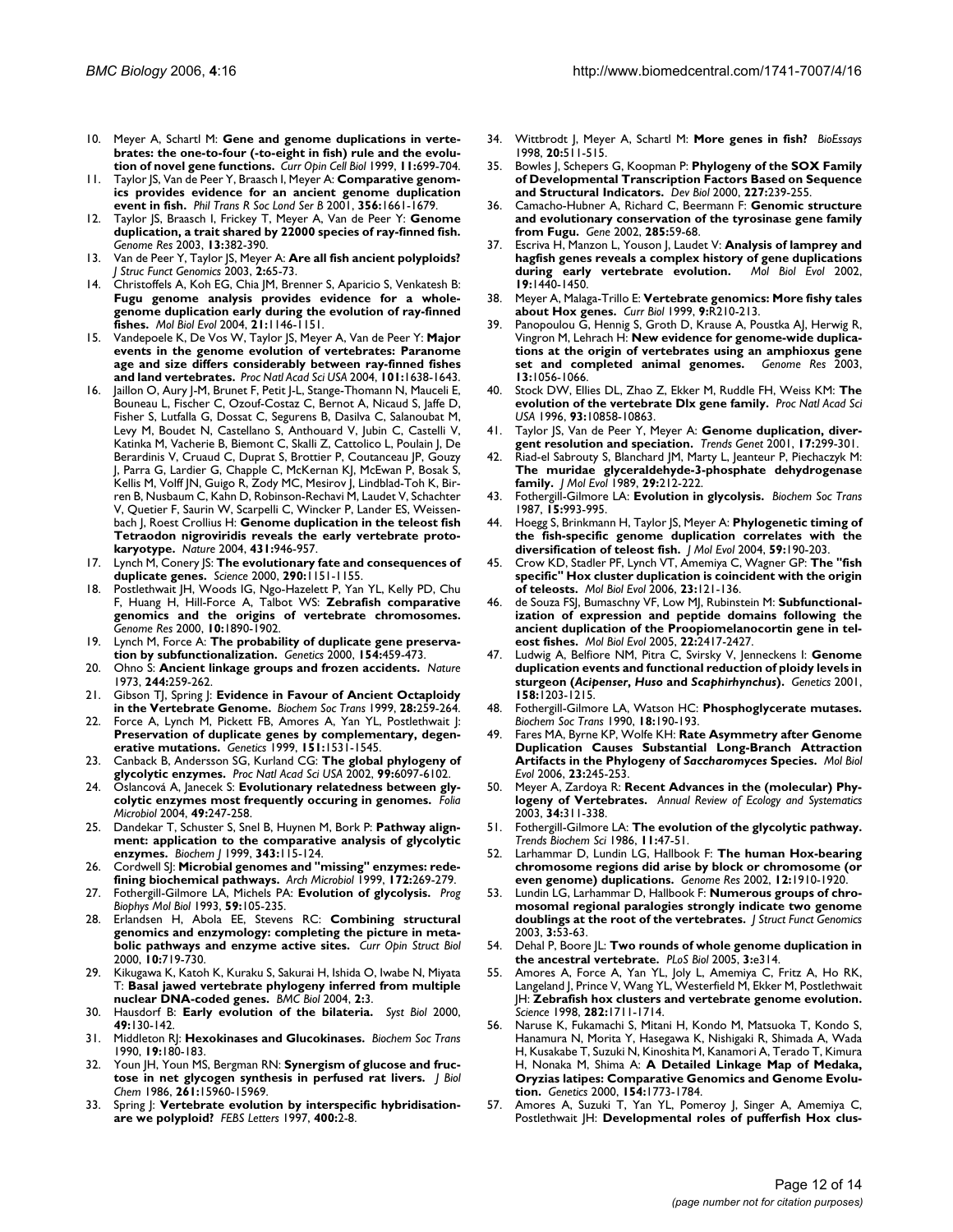10. Meyer A, Schartl M: **Gene and genome duplications in vertebrates: the one-to-four (-to-eight in fish) rule and the evolution of novel gene functions.** *Curr Opin Cell Biol* 1999, **11:**699-704.
11. Taylor JS, Van de Peer Y, Braasch I, Meyer A: **Comparative genomics provides evidence for an ancient genome duplication event in fish.** *Phil Trans R Soc Lond Ser B* 2001, **356:**1661-1679.
12. Taylor JS, Braasch I, Frickey T, Meyer A, Van de Peer Y: **Genome duplication, a trait shared by 22000 species of ray-finned fish.** *Genome Res* 2003, **13:**382-390.
13. Van de Peer Y, Taylor JS, Meyer A: **Are all fish ancient polyploids?** *J Struc Funct Genomics* 2003, **2:**65-73.
14. Christoffels A, Koh EG, Chia JM, Brenner S, Aparicio S, Venkatesh B: **Fugu genome analysis provides evidence for a whole-genome duplication early during the evolution of ray-finned fishes.** *Mol Biol Evol* 2004, **21:**1146-1151.
15. Vandepoele K, De Vos W, Taylor JS, Meyer A, Van de Peer Y: **Major events in the genome evolution of vertebrates: Paranome age and size differs considerably between ray-finned fishes and land vertebrates.** *Proc Natl Acad Sci USA* 2004, **101:**1638-1643.
16. Jaillon O, Aury J-M, Brunet F, Petit J-L, Stange-Thomann N, Mauceli E, Bouneau L, Fischer C, Ozouf-Costaz C, Bernot A, Nicaud S, Jaffe D, Fisher S, Lutfalla G, Dossat C, Segurens B, Dasilva C, Salanoubat M, Levy M, Boudet N, Castellano S, Anthouard V, Jubin C, Castelli V, Katinka M, Vacherie B, Biemont C, Skalli Z, Cattolico L, Poulain J, De Berardinis V, Cruaud C, Duprat S, Brottier P, Coutanceau JP, Gouzy J, Parra G, Lardier G, Chapple C, McKernan KJ, McEwan P, Bosak S, Kellis M, Volff JN, Guigo R, Zody MC, Mesirov J, Lindblad-Toh K, Birren B, Nusbaum C, Kahn D, Robinson-Rechavi M, Laudet V, Schachter V, Quetier F, Saurin W, Scarpelli C, Wincker P, Lander ES, Weissenbach J, Roest Crollius H: **Genome duplication in the teleost fish Tetraodon nigroviridis reveals the early vertebrate proto-karyotype.** *Nature* 2004, **431:**946-957.
17. Lynch M, Conery JS: **The evolutionary fate and consequences of duplicate genes.** *Science* 2000, **290:**1151-1155.
18. Postlethwait JH, Woods IG, Ngo-Hazelett P, Yan YL, Kelly PD, Chu F, Huang H, Hill-Force A, Talbot WS: **Zebrafish comparative genomics and the origins of vertebrate chromosomes.** *Genome Res* 2000, **10:**1890-1902.
19. Lynch M, Force A: **The probability of duplicate gene preservation by subfunctionalization.** *Genetics* 2000, **154:**459-473.
20. Ohno S: **Ancient linkage groups and frozen accidents.** *Nature* 1973, **244:**259-262.
21. Gibson TJ, Spring J: **Evidence in Favour of Ancient Octaploidy in the Vertebrate Genome.** *Biochem Soc Trans* 1999, **28:**259-264.
22. Force A, Lynch M, Pickett FB, Amores A, Yan YL, Postlethwait J: **Preservation of duplicate genes by complementary, degenerative mutations.** *Genetics* 1999, **151:**1531-1545.
23. Canback B, Andersson SG, Kurland CG: **The global phylogeny of glycolytic enzymes.** *Proc Natl Acad Sci USA* 2002, **99:**6097-6102.
24. Oslancová A, Janecek S: **Evolutionary relatedness between glycolytic enzymes most frequently occuring in genomes.** *Folia Microbiol* 2004, **49:**247-258.
25. Dandekar T, Schuster S, Snel B, Huynen M, Bork P: **Pathway alignment: application to the comparative analysis of glycolytic enzymes.** *Biochem J* 1999, **343:**115-124.
26. Cordwell SJ: **Microbial genomes and "missing" enzymes: redefining biochemical pathways.** *Arch Microbiol* 1999, **172:**269-279.
27. Fothergill-Gilmore LA, Michels PA: **Evolution of glycolysis.** *Prog Biophys Mol Biol* 1993, **59:**105-235.
28. Erlandsen H, Abola EE, Stevens RC: **Combining structural genomics and enzymology: completing the picture in metabolic pathways and enzyme active sites.** *Curr Opin Struct Biol* 2000, **10:**719-730.
29. Kikugawa K, Katoh K, Kuraku S, Sakurai H, Ishida O, Iwabe N, Miyata T: **Basal jawed vertebrate phylogeny inferred from multiple nuclear DNA-coded genes.** *BMC Biol* 2004, **2:**3.
30. Hausdorf B: **Early evolution of the bilateria.** *Syst Biol* 2000, **49:**130-142.
31. Middleton RJ: **Hexokinases and Glucokinases.** *Biochem Soc Trans* 1990, **19:**180-183.
32. Youn JH, Youn MS, Bergman RN: **Synergism of glucose and fructose in net glycogen synthesis in perfused rat livers.** *J Biol Chem* 1986, **261:**15960-15969.
33. Spring J: **Vertebrate evolution by interspecific hybridisation-are we polyploid?** *FEBS Letters* 1997, **400:**2-8.
34. Wittbrodt J, Meyer A, Schartl M: **More genes in fish?** *BioEssays* 1998, **20:**511-515.
35. Bowles J, Schepers G, Koopman P: **Phylogeny of the SOX Family of Developmental Transcription Factors Based on Sequence and Structural Indicators.** *Dev Biol* 2000, **227:**239-255.
36. Camacho-Hubner A, Richard C, Beermann F: **Genomic structure and evolutionary conservation of the tyrosinase gene family from Fugu.** *Gene* 2002, **285:**59-68.
37. Escriva H, Manzon L, Youson J, Laudet V: **Analysis of lamprey and hagfish genes reveals a complex history of gene duplications during early vertebrate evolution.** *Mol Biol Evol* 2002, **19:**1440-1450.
38. Meyer A, Malaga-Trillo E: **Vertebrate genomics: More fishy tales about Hox genes.** *Curr Biol* 1999, **9:**R210-213.
39. Panopoulou G, Hennig S, Groth D, Krause A, Poustka AJ, Herwig R, Vingron M, Lehrach H: **New evidence for genome-wide duplications at the origin of vertebrates using an amphioxus gene set and completed animal genomes.** *Genome Res* 2003, **13:**1056-1066.
40. Stock DW, Ellies DL, Zhao Z, Ekker M, Ruddle FH, Weiss KM: **The evolution of the vertebrate Dlx gene family.** *Proc Natl Acad Sci USA* 1996, **93:**10858-10863.
41. Taylor JS, Van de Peer Y, Meyer A: **Genome duplication, divergent resolution and speciation.** *Trends Genet* 2001, **17:**299-301.
42. Riad-el Sabrouty S, Blanchard JM, Marty L, Jeanteur P, Piechaczyk M: **The muridae glyceraldehyde-3-phosphate dehydrogenase family.** *J Mol Evol* 1989, **29:**212-222.
43. Fothergill-Gilmore LA: **Evolution in glycolysis.** *Biochem Soc Trans* 1987, **15:**993-995.
44. Hoegg S, Brinkmann H, Taylor JS, Meyer A: **Phylogenetic timing of the fish-specific genome duplication correlates with the diversification of teleost fish.** *J Mol Evol* 2004, **59:**190-203.
45. Crow KD, Stadler PF, Lynch VT, Amemiya C, Wagner GP: **The "fish specific" Hox cluster duplication is coincident with the origin of teleosts.** *Mol Biol Evol* 2006, **23:**121-136.
46. de Souza FSJ, Bumaschny VF, Low MJ, Rubinstein M: **Subfunctionalization of expression and peptide domains following the ancient duplication of the Proopiomelanocortin gene in teleost fishes.** *Mol Biol Evol* 2005, **22:**2417-2427.
47. Ludwig A, Belfiore NM, Pitra C, Svirsky V, Jenneckens I: **Genome duplication events and functional reduction of ploidy levels in sturgeon (*Acipenser*, *Huso* and *Scaphirhynchus*).** *Genetics* 2001, **158:**1203-1215.
48. Fothergill-Gilmore LA, Watson HC: **Phosphoglycerate mutases.** *Biochem Soc Trans* 1990, **18:**190-193.
49. Fares MA, Byrne KP, Wolfe KH: **Rate Asymmetry after Genome Duplication Causes Substantial Long-Branch Attraction Artifacts in the Phylogeny of *Saccharomyces* Species.** *Mol Biol Evol* 2006, **23:**245-253.
50. Meyer A, Zardoya R: **Recent Advances in the (molecular) Phylogeny of Vertebrates.** *Annual Review of Ecology and Systematics* 2003, **34:**311-338.
51. Fothergill-Gilmore LA: **The evolution of the glycolytic pathway.** *Trends Biochem Sci* 1986, **11:**47-51.
52. Larhammar D, Lundin LG, Hallbook F: **The human Hox-bearing chromosome regions did arise by block or chromosome (or even genome) duplications.** *Genome Res* 2002, **12:**1910-1920.
53. Lundin LG, Larhammar D, Hallbook F: **Numerous groups of chromosomal regional paralogies strongly indicate two genome doublings at the root of the vertebrates.** *J Struct Funct Genomics* 2003, **3:**53-63.
54. Dehal P, Boore JL: **Two rounds of whole genome duplication in the ancestral vertebrate.** *PLoS Biol* 2005, **3:**e314.
55. Amores A, Force A, Yan YL, Joly L, Amemiya C, Fritz A, Ho RK, Langeland J, Prince V, Wang YL, Westerfield M, Ekker M, Postlethwait JH: **Zebrafish hox clusters and vertebrate genome evolution.** *Science* 1998, **282:**1711-1714.
56. Naruse K, Fukamachi S, Mitani H, Kondo M, Matsuoka T, Kondo S, Hanamura N, Morita Y, Hasegawa K, Nishigaki R, Shimada A, Wada H, Kusakabe T, Suzuki N, Kinoshita M, Kanamori A, Terado T, Kimura H, Nonaka M, Shima A: **A Detailed Linkage Map of Medaka, Oryzias latipes: Comparative Genomics and Genome Evolution.** *Genetics* 2000, **154:**1773-1784.
57. Amores A, Suzuki T, Yan YL, Pomeroy J, Singer A, Amemiya C, Postlethwait JH: **Developmental roles of pufferfish Hox clus-**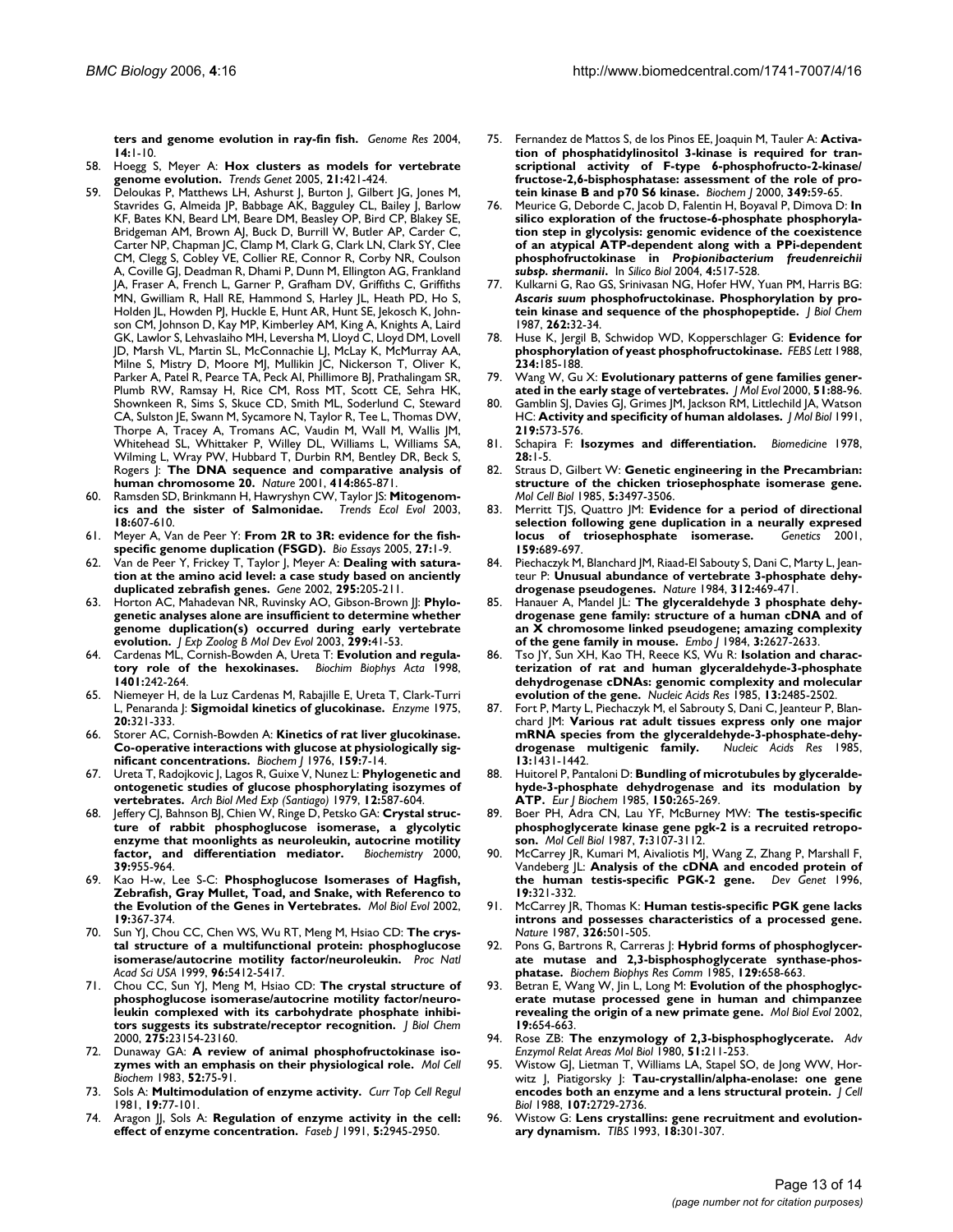**ters and genome evolution in ray-fin fish.** *Genome Res* 2004, **14:**1-10.

58. Hoegg S, Meyer A: **Hox clusters as models for vertebrate genome evolution.** *Trends Genet* 2005, **21:**421-424.
59. Deloukas P, Matthews LH, Ashurst J, Burton J, Gilbert JG, Jones M, Stavrides G, Almeida JP, Babbage AK, Bagguley CL, Bailey J, Barlow KF, Bates KN, Beard LM, Beare DM, Beasley OP, Bird CP, Blakey SE, Bridgeman AM, Brown AJ, Buck D, Burrill W, Butler AP, Carder C, Carter NP, Chapman JC, Clamp M, Clark G, Clark LN, Clark SY, Clee CM, Clegg S, Cobley VE, Collier RE, Connor R, Corby NR, Coulson A, Coville GJ, Deadman R, Dhami P, Dunn M, Ellington AG, Frankland JA, Fraser A, French L, Garner P, Grafham DV, Griffiths C, Griffiths MN, Gwilliam R, Hall RE, Hammond S, Harley JL, Heath PD, Ho S, Holden JL, Howden PJ, Huckle E, Hunt AR, Hunt SE, Jekosch K, Johnson CM, Johnson D, Kay MP, Kimberley AM, King A, Knights A, Laird GK, Lawlor S, Lehvaslaiho MH, Leversha M, Lloyd C, Lloyd DM, Lovell JD, Marsh VL, Martin SL, McConnachie LJ, McLay K, McMurray AA, Milne S, Mistry D, Moore MJ, Mullikin JC, Nickerson T, Oliver K, Parker A, Patel R, Pearce TA, Peck AI, Phillimore BJ, Prathalingam SR, Plumb RW, Ramsay H, Rice CM, Ross MT, Scott CE, Sehra HK, Shownkeen R, Sims S, Skuce CD, Smith ML, Soderlund C, Steward CA, Sulston JE, Swann M, Sycamore N, Taylor R, Tee L, Thomas DW, Thorpe A, Tracey A, Tromans AC, Vaudin M, Wall M, Wallis JM, Whitehead SL, Whittaker P, Willey DL, Williams L, Williams SA, Wilming L, Wray PW, Hubbard T, Durbin RM, Bentley DR, Beck S, Rogers J: **The DNA sequence and comparative analysis of human chromosome 20.** *Nature* 2001, **414:**865-871.
60. Ramsden SD, Brinkmann H, Hawryshyn CW, Taylor JS: **Mitogenomics and the sister of Salmonidae.** *Trends Ecol Evol* 2003, **18:**607-610.
61. Meyer A, Van de Peer Y: **From 2R to 3R: evidence for the fish-specific genome duplication (FSGD).** *Bio Essays* 2005, **27:**1-9.
62. Van de Peer Y, Frickey T, Taylor J, Meyer A: **Dealing with saturation at the amino acid level: a case study based on anciently duplicated zebrafish genes.** *Gene* 2002, **295:**205-211.
63. Horton AC, Mahadevan NR, Ruvinsky AO, Gibson-Brown JJ: **Phylogenetic analyses alone are insufficient to determine whether genome duplication(s) occurred during early vertebrate evolution.** *J Exp Zoolog B Mol Dev Evol* 2003, **299:**41-53.
64. Cardenas ML, Cornish-Bowden A, Ureta T: **Evolution and regulatory role of the hexokinases.** *Biochim Biophys Acta* 1998, **1401:**242-264.
65. Niemeyer H, de la Luz Cardenas M, Rabajille E, Ureta T, Clark-Turri L, Penaranda J: **Sigmoidal kinetics of glucokinase.** *Enzyme* 1975, **20:**321-333.
66. Storer AC, Cornish-Bowden A: **Kinetics of rat liver glucokinase. Co-operative interactions with glucose at physiologically significant concentrations.** *Biochem J* 1976, **159:**7-14.
67. Ureta T, Radojkovic J, Lagos R, Guixe V, Nunez L: **Phylogenetic and ontogenetic studies of glucose phosphorylating isozymes of vertebrates.** *Arch Biol Med Exp (Santiago)* 1979, **12:**587-604.
68. Jeffery CJ, Bahnson BJ, Chien W, Ringe D, Petsko GA: **Crystal structure of rabbit phosphoglucose isomerase, a glycolytic enzyme that moonlights as neuroleukin, autocrine motility factor, and differentiation mediator.** *Biochemistry* 2000, **39:**955-964.
69. Kao H-w, Lee S-C: **Phosphoglucose Isomerases of Hagfish, Zebrafish, Gray Mullet, Toad, and Snake, with Referenco to the Evolution of the Genes in Vertebrates.** *Mol Biol Evol* 2002, **19:**367-374.
70. Sun YJ, Chou CC, Chen WS, Wu RT, Meng M, Hsiao CD: **The crystal structure of a multifunctional protein: phosphoglucose isomerase/autocrine motility factor/neuroleukin.** *Proc Natl Acad Sci USA* 1999, **96:**5412-5417.
71. Chou CC, Sun YJ, Meng M, Hsiao CD: **The crystal structure of phosphoglucose isomerase/autocrine motility factor/neuroleukin complexed with its carbohydrate phosphate inhibitors suggests its substrate/receptor recognition.** *J Biol Chem* 2000, **275:**23154-23160.
72. Dunaway GA: **A review of animal phosphofructokinase isozymes with an emphasis on their physiological role.** *Mol Cell Biochem* 1983, **52:**75-91.
73. Sols A: **Multimodulation of enzyme activity.** *Curr Top Cell Regul* 1981, **19:**77-101.
74. Aragon JJ, Sols A: **Regulation of enzyme activity in the cell: effect of enzyme concentration.** *Faseb J* 1991, **5:**2945-2950.
75. Fernandez de Mattos S, de los Pinos EE, Joaquin M, Tauler A: **Activation of phosphatidylinositol 3-kinase is required for transcriptional activity of F-type 6-phosphofructo-2-kinase/fructose-2,6-bisphosphatase: assessment of the role of protein kinase B and p70 S6 kinase.** *Biochem J* 2000, **349:**59-65.
76. Meurice G, Deborde C, Jacob D, Falentin H, Boyaval P, Dimova D: **In silico exploration of the fructose-6-phosphate phosphorylation step in glycolysis: genomic evidence of the coexistence of an atypical ATP-dependent along with a PPi-dependent phosphofructokinase in *Propionibacterium freudenreichii subsp. shermanii*.** *In Silico Biol* 2004, **4:**517-528.
77. Kulkarni G, Rao GS, Srinivasan NG, Hofer HW, Yuan PM, Harris BG: ***Ascaris suum* phosphofructokinase. Phosphorylation by protein kinase and sequence of the phosphopeptide.** *J Biol Chem* 1987, **262:**32-34.
78. Huse K, Jergil B, Schwidop WD, Kopperschlager G: **Evidence for phosphorylation of yeast phosphofructokinase.** *FEBS Lett* 1988, **234:**185-188.
79. Wang W, Gu X: **Evolutionary patterns of gene families generated in the early stage of vertebrates.** *J Mol Evol* 2000, **51:**88-96.
80. Gamblin SJ, Davies GJ, Grimes JM, Jackson RM, Littlechild JA, Watson HC: **Activity and specificity of human aldolases.** *J Mol Biol* 1991, **219:**573-576.
81. Schapira F: **Isozymes and differentiation.** *Biomedicine* 1978, **28:**1-5.
82. Straus D, Gilbert W: **Genetic engineering in the Precambrian: structure of the chicken triosephosphate isomerase gene.** *Mol Cell Biol* 1985, **5:**3497-3506.
83. Merritt TJS, Quattro JM: **Evidence for a period of directional selection following gene duplication in a neurally expresed locus of triosephosphate isomerase.** *Genetics* 2001, **159:**689-697.
84. Piechaczyk M, Blanchard JM, Riaad-El Sabouty S, Dani C, Marty L, Jeanteur P: **Unusual abundance of vertebrate 3-phosphate dehydrogenase pseudogenes.** *Nature* 1984, **312:**469-471.
85. Hanauer A, Mandel JL: **The glyceraldehyde 3 phosphate dehydrogenase gene family: structure of a human cDNA and of an X chromosome linked pseudogene; amazing complexity of the gene family in mouse.** *Embo J* 1984, **3:**2627-2633.
86. Tso JY, Sun XH, Kao TH, Reece KS, Wu R: **Isolation and characterization of rat and human glyceraldehyde-3-phosphate dehydrogenase cDNAs: genomic complexity and molecular evolution of the gene.** *Nucleic Acids Res* 1985, **13:**2485-2502.
87. Fort P, Marty L, Piechaczyk M, el Sabrouty S, Dani C, Jeanteur P, Blanchard JM: **Various rat adult tissues express only one major mRNA species from the glyceraldehyde-3-phosphate-dehydrogenase multigenic family.** *Nucleic Acids Res* 1985, **13:**1431-1442.
88. Huitorel P, Pantaloni D: **Bundling of microtubules by glyceraldehyde-3-phosphate dehydrogenase and its modulation by ATP.** *Eur J Biochem* 1985, **150:**265-269.
89. Boer PH, Adra CN, Lau YF, McBurney MW: **The testis-specific phosphoglycerate kinase gene pgk-2 is a recruited retroposon.** *Mol Cell Biol* 1987, **7:**3107-3112.
90. McCarrey JR, Kumari M, Aivaliotis MJ, Wang Z, Zhang P, Marshall F, Vandeberg JL: **Analysis of the cDNA and encoded protein of the human testis-specific PGK-2 gene.** *Dev Genet* 1996, **19:**321-332.
91. McCarrey JR, Thomas K: **Human testis-specific PGK gene lacks introns and possesses characteristics of a processed gene.** *Nature* 1987, **326:**501-505.
92. Pons G, Bartrons R, Carreras J: **Hybrid forms of phosphoglycerate mutase and 2,3-bisphosphoglycerate synthase-phosphatase.** *Biochem Biophys Res Comm* 1985, **129:**658-663.
93. Betran E, Wang W, Jin L, Long M: **Evolution of the phosphoglycerate mutase processed gene in human and chimpanzee revealing the origin of a new primate gene.** *Mol Biol Evol* 2002, **19:**654-663.
94. Rose ZB: **The enzymology of 2,3-bisphosphoglycerate.** *Adv Enzymol Relat Areas Mol Biol* 1980, **51:**211-253.
95. Wistow GJ, Lietman T, Williams LA, Stapel SO, de Jong WW, Horwitz J, Piatigorsky J: **Tau-crystallin/alpha-enolase: one gene encodes both an enzyme and a lens structural protein.** *J Cell Biol* 1988, **107:**2729-2736.
96. Wistow G: **Lens crystallins: gene recruitment and evolutionary dynamism.** *TIBS* 1993, **18:**301-307.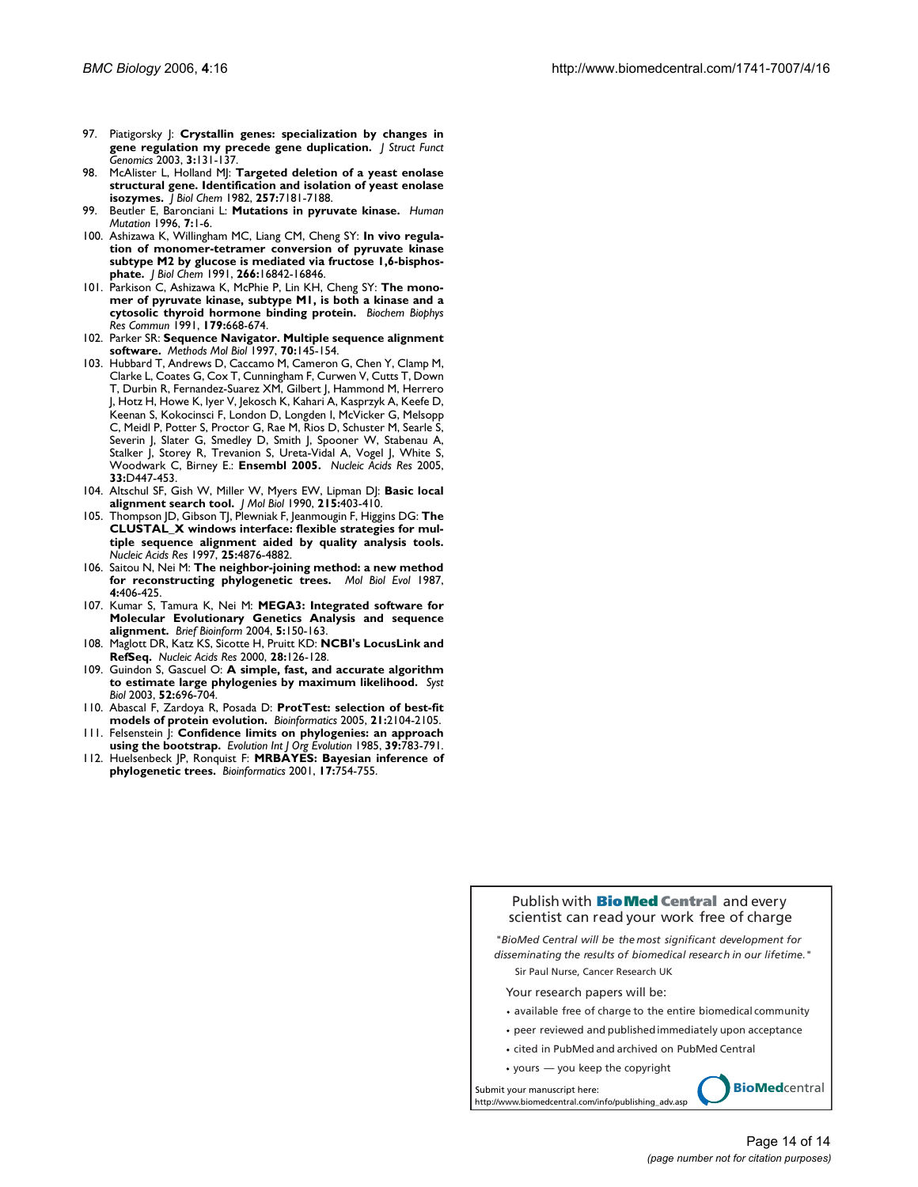97. Piatigorsky J: **Crystallin genes: specialization by changes in gene regulation my precede gene duplication.** *J Struct Funct Genomics* 2003, **3:**131-137.
98. McAlister L, Holland MJ: **Targeted deletion of a yeast enolase structural gene. Identification and isolation of yeast enolase isozymes.** *J Biol Chem* 1982, **257:**7181-7188.
99. Beutler E, Baronciani L: **Mutations in pyruvate kinase.** *Human Mutation* 1996, **7:**1-6.
100. Ashizawa K, Willingham MC, Liang CM, Cheng SY: **In vivo regulation of monomer-tetramer conversion of pyruvate kinase subtype M2 by glucose is mediated via fructose 1,6-bisphosphate.** *J Biol Chem* 1991, **266:**16842-16846.
101. Parkison C, Ashizawa K, McPhie P, Lin KH, Cheng SY: **The monomer of pyruvate kinase, subtype M1, is both a kinase and a cytosolic thyroid hormone binding protein.** *Biochem Biophys Res Commun* 1991, **179:**668-674.
102. Parker SR: **Sequence Navigator. Multiple sequence alignment software.** *Methods Mol Biol* 1997, **70:**145-154.
103. Hubbard T, Andrews D, Caccamo M, Cameron G, Chen Y, Clamp M, Clarke L, Coates G, Cox T, Cunningham F, Curwen V, Cutts T, Down T, Durbin R, Fernandez-Suarez XM, Gilbert J, Hammond M, Herrero J, Hotz H, Howe K, Iyer V, Jekosch K, Kahari A, Kasprzyk A, Keefe D, Keenan S, Kokocinsci F, London D, Longden I, McVicker G, Melsopp C, Meidl P, Potter S, Proctor G, Rae M, Rios D, Schuster M, Searle S, Severin J, Slater G, Smedley D, Smith J, Spooner W, Stabenau A, Stalker J, Storey R, Trevanion S, Ureta-Vidal A, Vogel J, White S, Woodwark C, Birney E.: **Ensembl 2005.** *Nucleic Acids Res* 2005, **33:**D447-453.
104. Altschul SF, Gish W, Miller W, Myers EW, Lipman DJ: **Basic local alignment search tool.** *J Mol Biol* 1990, **215:**403-410.
105. Thompson JD, Gibson TJ, Plewniak F, Jeanmougin F, Higgins DG: **The CLUSTAL_X windows interface: flexible strategies for multiple sequence alignment aided by quality analysis tools.** *Nucleic Acids Res* 1997, **25:**4876-4882.
106. Saitou N, Nei M: **The neighbor-joining method: a new method for reconstructing phylogenetic trees.** *Mol Biol Evol* 1987, **4:**406-425.
107. Kumar S, Tamura K, Nei M: **MEGA3: Integrated software for Molecular Evolutionary Genetics Analysis and sequence alignment.** *Brief Bioinform* 2004, **5:**150-163.
108. Maglott DR, Katz KS, Sicotte H, Pruitt KD: **NCBI's LocusLink and RefSeq.** *Nucleic Acids Res* 2000, **28:**126-128.
109. Guindon S, Gascuel O: **A simple, fast, and accurate algorithm to estimate large phylogenies by maximum likelihood.** *Syst Biol* 2003, **52:**696-704.
110. Abascal F, Zardoya R, Posada D: **ProtTest: selection of best-fit models of protein evolution.** *Bioinformatics* 2005, **21:**2104-2105.
111. Felsenstein J: **Confidence limits on phylogenies: an approach using the bootstrap.** *Evolution Int J Org Evolution* 1985, **39:**783-791.
112. Huelsenbeck JP, Ronquist F: **MRBAYES: Bayesian inference of phylogenetic trees.** *Bioinformatics* 2001, **17:**754-755.

Publish with **BioMed Central** and every scientist can read your work free of charge

*"BioMed Central will be the most significant development for disseminating the results of biomedical research in our lifetime."*

Sir Paul Nurse, Cancer Research UK

Your research papers will be:

- available free of charge to the entire biomedical community
- peer reviewed and published immediately upon acceptance
- cited in PubMed and archived on PubMed Central
- yours — you keep the copyright

Submit your manuscript here:
http://www.biomedcentral.com/info/publishing_adv.asp

**BioMed**central